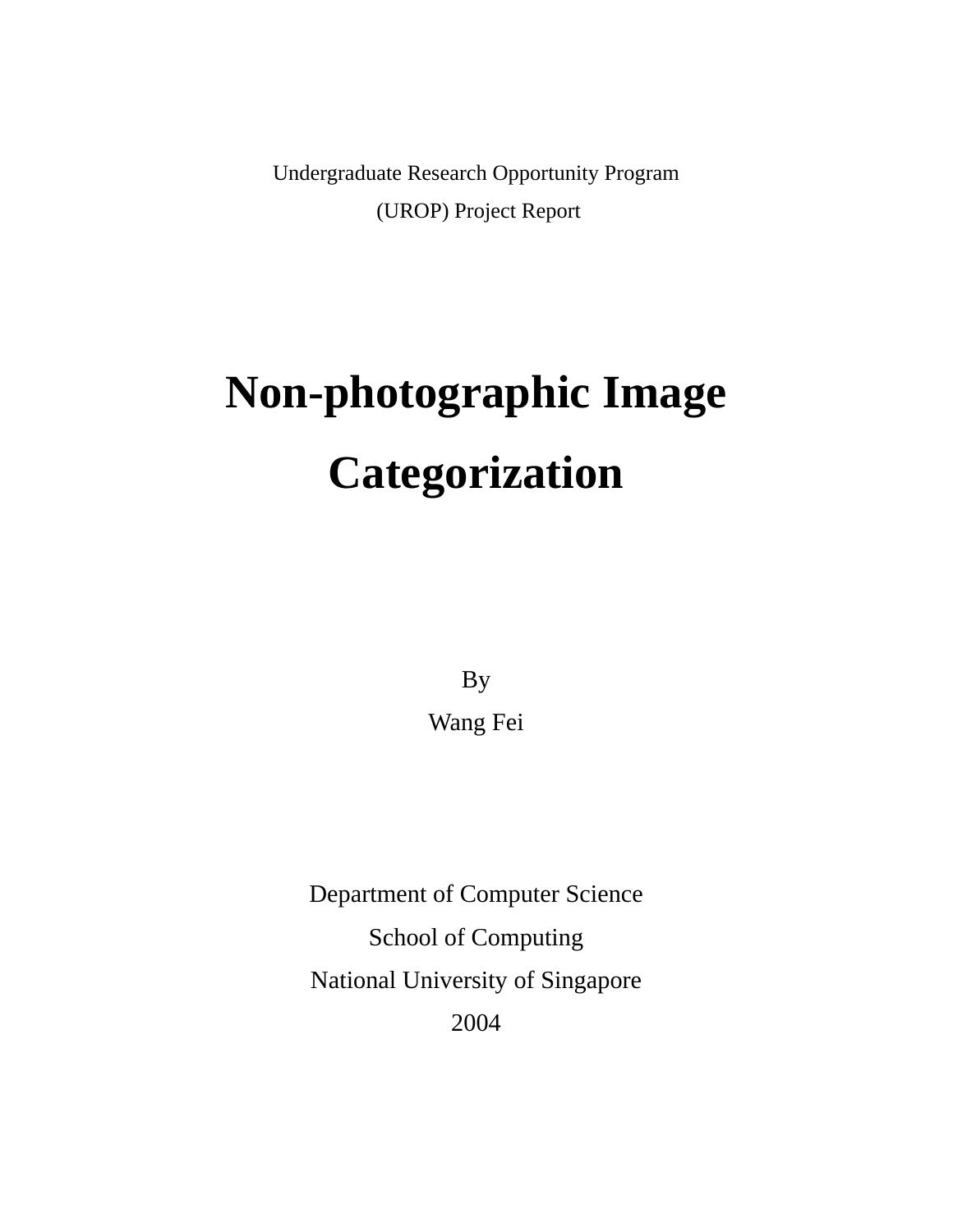Undergraduate Research Opportunity Program

(UROP) Project Report

# Non-photographic Image Categorization

By

Wang Fei

Department of Computer Science

School of Computing

National University of Singapore

2004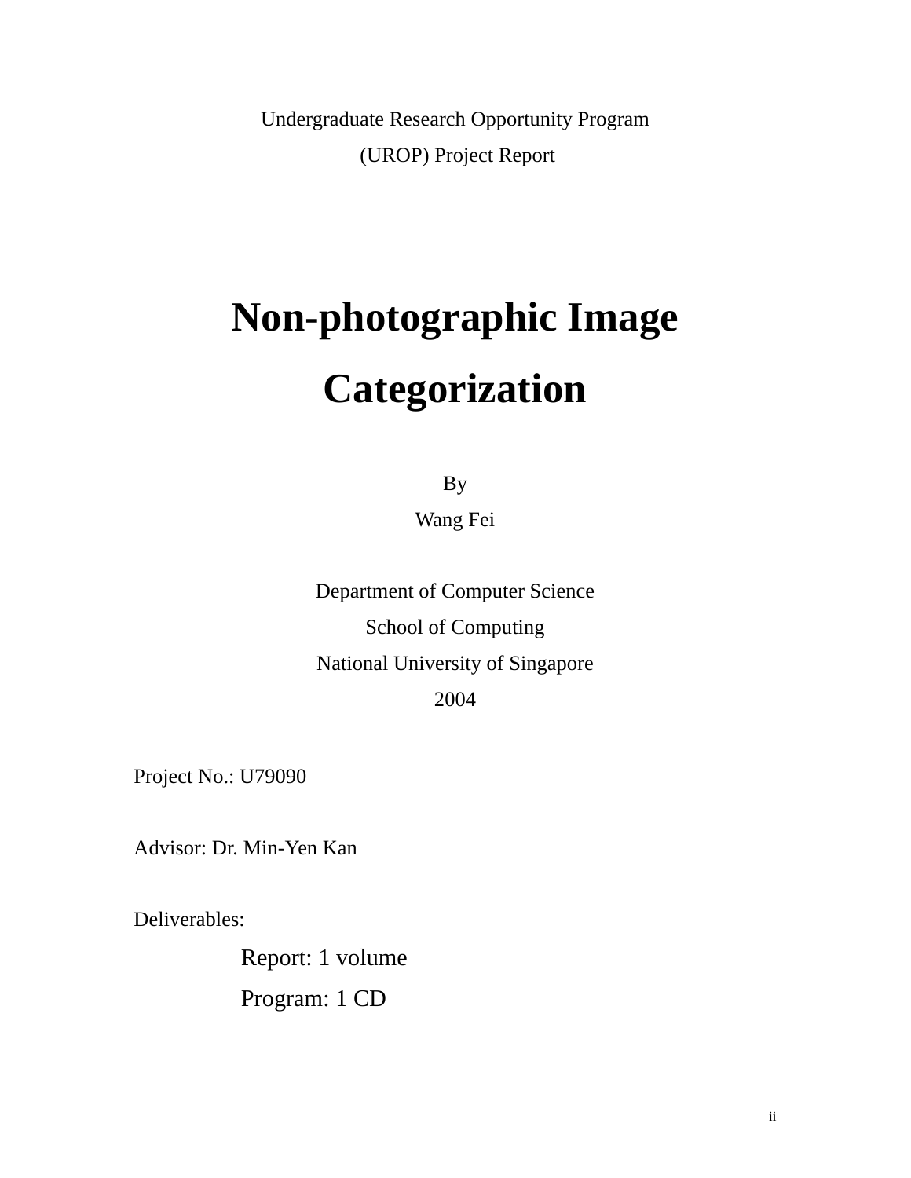Undergraduate Research Opportunity Program

(UROP) Project Report

# Non-photographic Image Categorization

By

Wang Fei

Department of Computer Science

School of Computing

National University of Singapore

2004

Project No.: U79090

Advisor: Dr. Min-Yen Kan

Deliverables:

Report: 1 volume

Program: 1 CD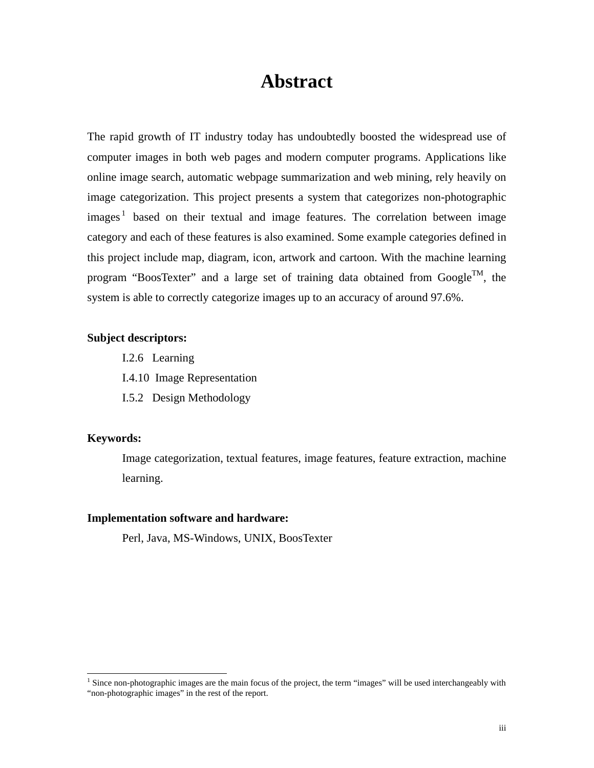# Abstract

The rapid growth of IT industry today has undoubtedly boosted the widespread use of computer images in both web pages and modern computer programs. Applications like online image search, automatic webpage summarization and web mining, rely heavily on image categorization. This project presents a system that categorizes non-photographic images[1] based on their textual and image features. The correlation between image category and each of these features is also examined. Some example categories defined in this project include map, diagram, icon, artwork and cartoon. With the machine learning program "BoosTexter" and a large set of training data obtained from Google™, the system is able to correctly categorize images up to an accuracy of around 97.6%.

**Subject descriptors:**

I.2.6 Learning

I.4.10 Image Representation

I.5.2 Design Methodology

**Keywords:**

Image categorization, textual features, image features, feature extraction, machine learning.

**Implementation software and hardware:**

Perl, Java, MS-Windows, UNIX, BoosTexter

---

[1] Since non-photographic images are the main focus of the project, the term "images" will be used interchangeably with "non-photographic images" in the rest of the report.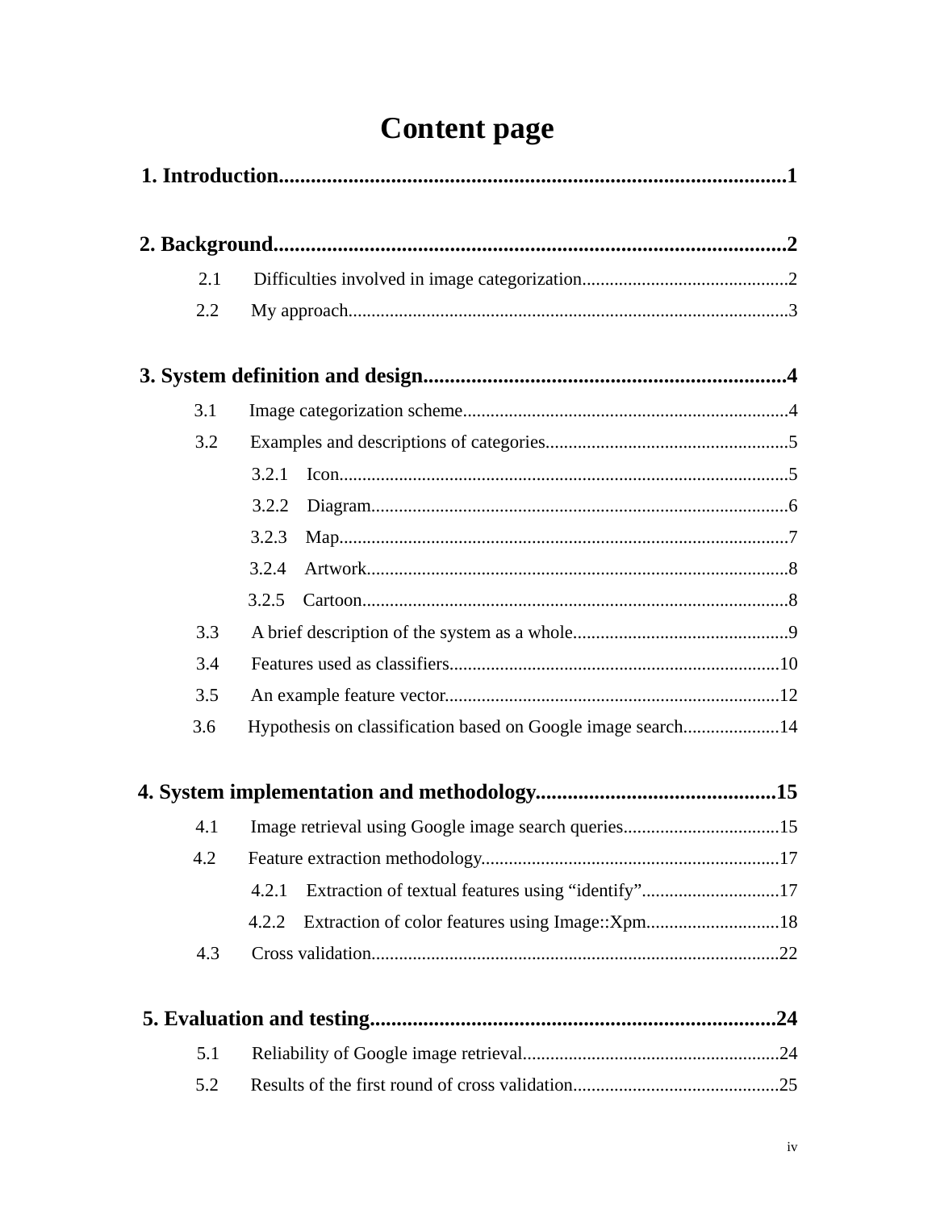# Content page

**1. Introduction................................................................................................1**

**2. Background................................................................................................2**

- 2.1 Difficulties involved in image categorization............................................2
- 2.2 My approach...............................................................................................3

**3. System definition and design....................................................................4**

- 3.1 Image categorization scheme......................................................................4
- 3.2 Examples and descriptions of categories....................................................5
  - 3.2.1 Icon..................................................................................................5
  - 3.2.2 Diagram...........................................................................................6
  - 3.2.3 Map..................................................................................................7
  - 3.2.4 Artwork............................................................................................8
  - 3.2.5 Cartoon.............................................................................................8
- 3.3 A brief description of the system as a whole..............................................9
- 3.4 Features used as classifiers.......................................................................10
- 3.5 An example feature vector........................................................................12
- 3.6 Hypothesis on classification based on Google image search.....................14

**4. System implementation and methodology.............................................15**

- 4.1 Image retrieval using Google image search queries..................................15
- 4.2 Feature extraction methodology................................................................17
  - 4.2.1 Extraction of textual features using “identify”..............................17
  - 4.2.2 Extraction of color features using Image::Xpm.............................18
- 4.3 Cross validation........................................................................................22

**5. Evaluation and testing............................................................................24**

- 5.1 Reliability of Google image retrieval.......................................................24
- 5.2 Results of the first round of cross validation............................................25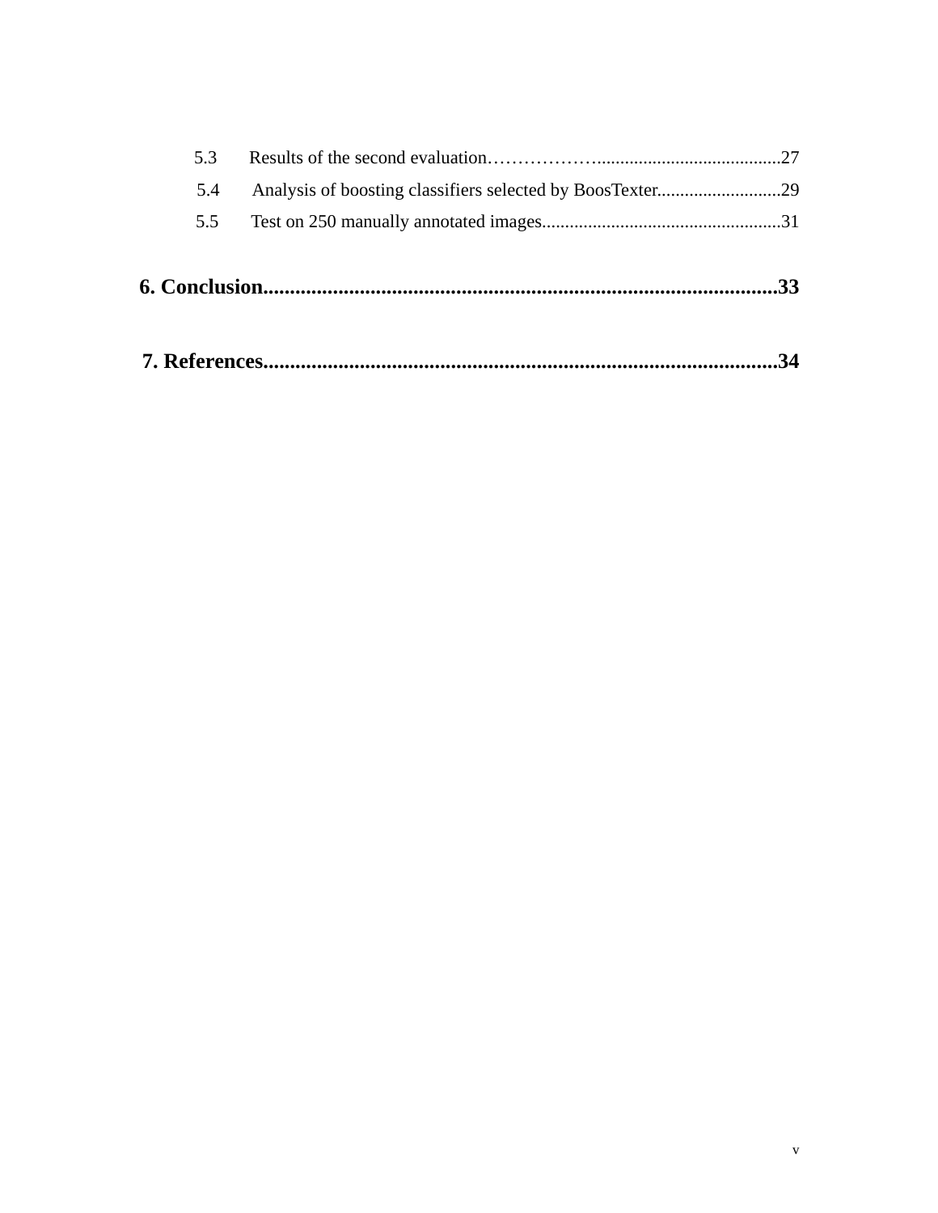5.3 Results of the second evaluation……………….......................................27

5.4 Analysis of boosting classifiers selected by BoosTexter...........................29

5.5 Test on 250 manually annotated images....................................................31

**6. Conclusion...............................................................................................33**

**7. References...............................................................................................34**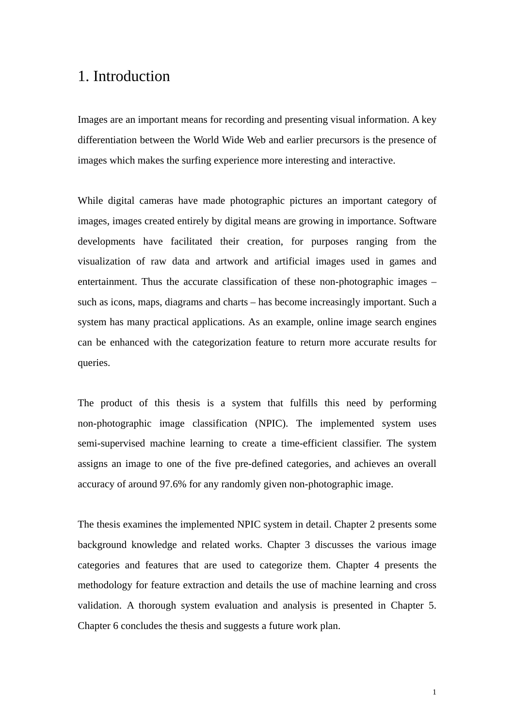# 1. Introduction

Images are an important means for recording and presenting visual information. A key differentiation between the World Wide Web and earlier precursors is the presence of images which makes the surfing experience more interesting and interactive.

While digital cameras have made photographic pictures an important category of images, images created entirely by digital means are growing in importance. Software developments have facilitated their creation, for purposes ranging from the visualization of raw data and artwork and artificial images used in games and entertainment. Thus the accurate classification of these non-photographic images – such as icons, maps, diagrams and charts – has become increasingly important. Such a system has many practical applications. As an example, online image search engines can be enhanced with the categorization feature to return more accurate results for queries.

The product of this thesis is a system that fulfills this need by performing non-photographic image classification (NPIC). The implemented system uses semi-supervised machine learning to create a time-efficient classifier. The system assigns an image to one of the five pre-defined categories, and achieves an overall accuracy of around 97.6% for any randomly given non-photographic image.

The thesis examines the implemented NPIC system in detail. Chapter 2 presents some background knowledge and related works. Chapter 3 discusses the various image categories and features that are used to categorize them. Chapter 4 presents the methodology for feature extraction and details the use of machine learning and cross validation. A thorough system evaluation and analysis is presented in Chapter 5. Chapter 6 concludes the thesis and suggests a future work plan.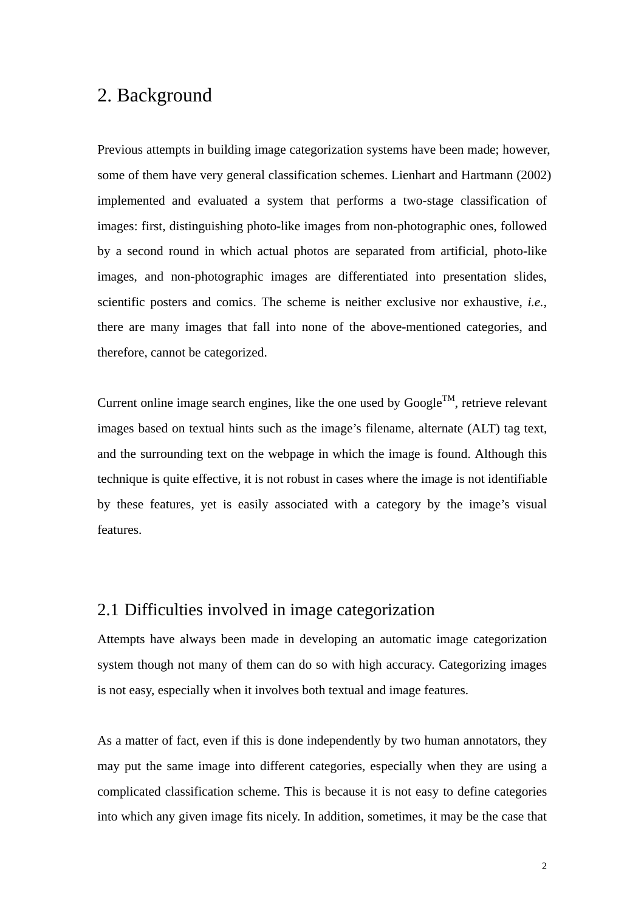# 2. Background

Previous attempts in building image categorization systems have been made; however, some of them have very general classification schemes. Lienhart and Hartmann (2002) implemented and evaluated a system that performs a two-stage classification of images: first, distinguishing photo-like images from non-photographic ones, followed by a second round in which actual photos are separated from artificial, photo-like images, and non-photographic images are differentiated into presentation slides, scientific posters and comics. The scheme is neither exclusive nor exhaustive, *i.e.*, there are many images that fall into none of the above-mentioned categories, and therefore, cannot be categorized.

Current online image search engines, like the one used by Google™, retrieve relevant images based on textual hints such as the image's filename, alternate (ALT) tag text, and the surrounding text on the webpage in which the image is found. Although this technique is quite effective, it is not robust in cases where the image is not identifiable by these features, yet is easily associated with a category by the image's visual features.

## 2.1 Difficulties involved in image categorization

Attempts have always been made in developing an automatic image categorization system though not many of them can do so with high accuracy. Categorizing images is not easy, especially when it involves both textual and image features.

As a matter of fact, even if this is done independently by two human annotators, they may put the same image into different categories, especially when they are using a complicated classification scheme. This is because it is not easy to define categories into which any given image fits nicely. In addition, sometimes, it may be the case that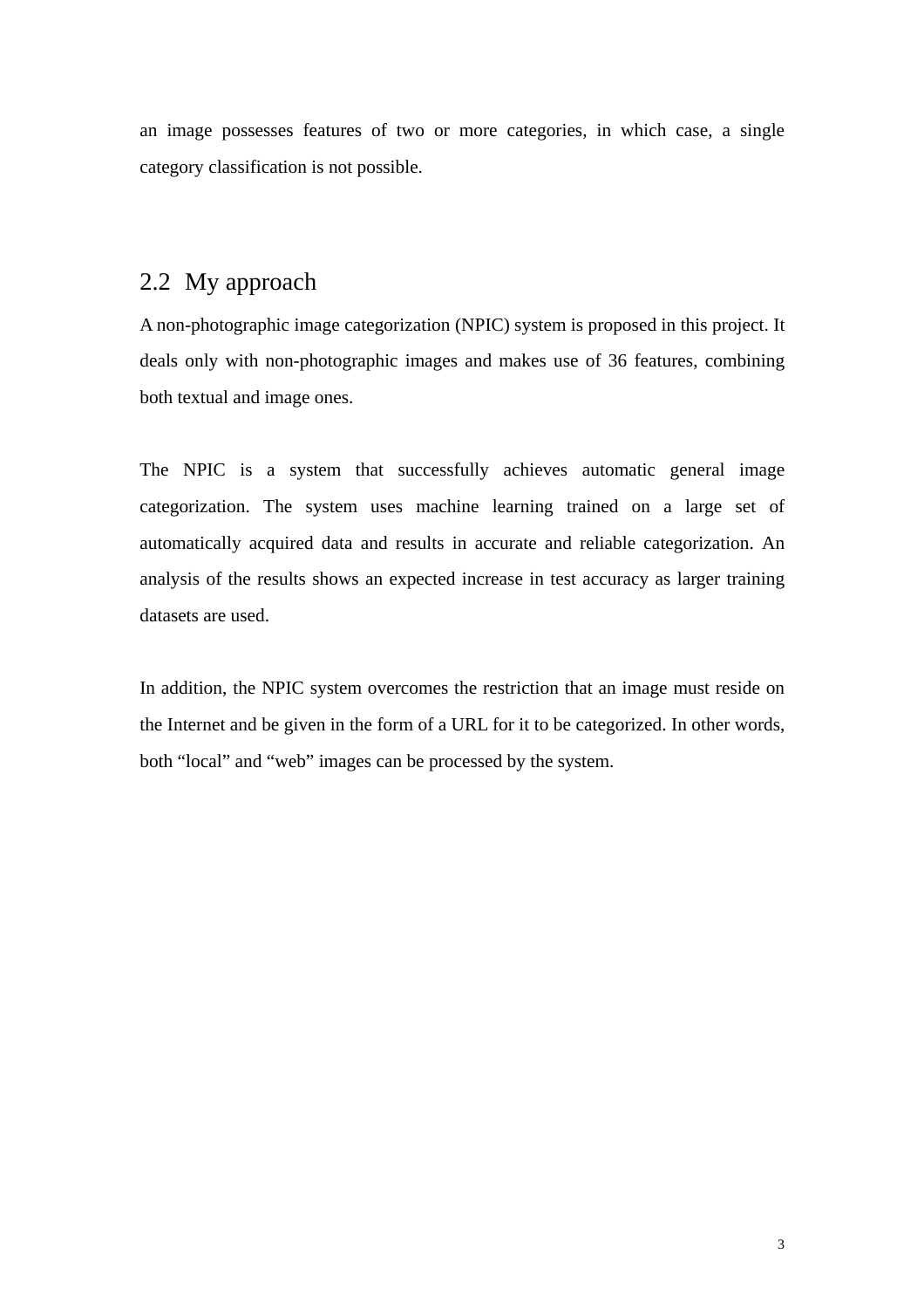an image possesses features of two or more categories, in which case, a single category classification is not possible.

## 2.2 My approach

A non-photographic image categorization (NPIC) system is proposed in this project. It deals only with non-photographic images and makes use of 36 features, combining both textual and image ones.

The NPIC is a system that successfully achieves automatic general image categorization. The system uses machine learning trained on a large set of automatically acquired data and results in accurate and reliable categorization. An analysis of the results shows an expected increase in test accuracy as larger training datasets are used.

In addition, the NPIC system overcomes the restriction that an image must reside on the Internet and be given in the form of a URL for it to be categorized. In other words, both “local” and “web” images can be processed by the system.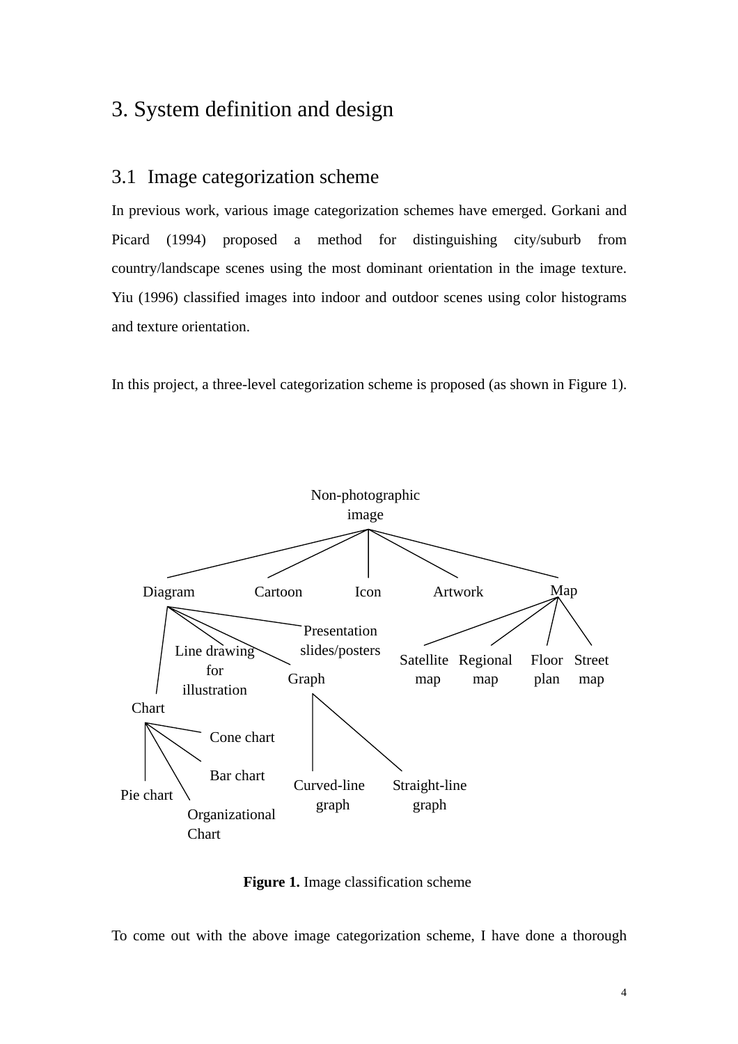# 3. System definition and design

## 3.1 Image categorization scheme

In previous work, various image categorization schemes have emerged. Gorkani and Picard (1994) proposed a method for distinguishing city/suburb from country/landscape scenes using the most dominant orientation in the image texture. Yiu (1996) classified images into indoor and outdoor scenes using color histograms and texture orientation.

In this project, a three-level categorization scheme is proposed (as shown in Figure 1).

- Non-photographic image
  - Diagram
    - Chart
      - Pie chart
      - Organizational Chart
      - Bar chart
      - Cone chart
    - Line drawing for illustration
    - Graph
      - Curved-line graph
      - Straight-line graph
    - Presentation slides/posters
  - Cartoon
  - Icon
  - Artwork
  - Map
    - Satellite map
    - Regional map
    - Floor plan
    - Street map

**Figure 1.** Image classification scheme

To come out with the above image categorization scheme, I have done a thorough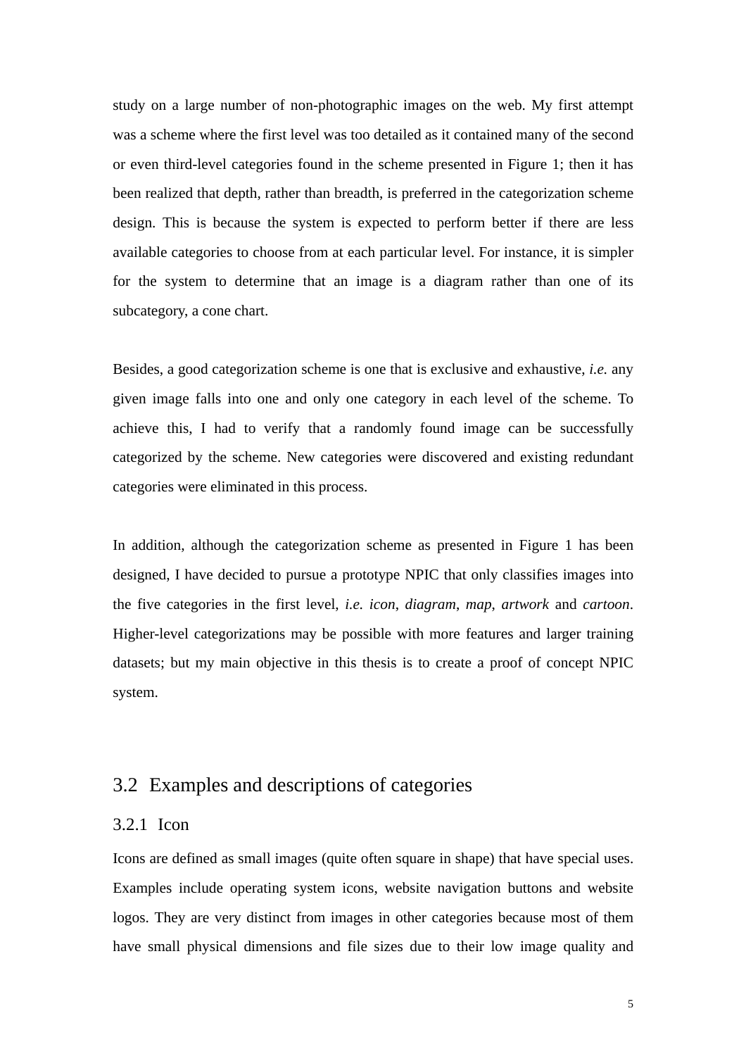study on a large number of non-photographic images on the web. My first attempt was a scheme where the first level was too detailed as it contained many of the second or even third-level categories found in the scheme presented in Figure 1; then it has been realized that depth, rather than breadth, is preferred in the categorization scheme design. This is because the system is expected to perform better if there are less available categories to choose from at each particular level. For instance, it is simpler for the system to determine that an image is a diagram rather than one of its subcategory, a cone chart.

Besides, a good categorization scheme is one that is exclusive and exhaustive, *i.e.* any given image falls into one and only one category in each level of the scheme. To achieve this, I had to verify that a randomly found image can be successfully categorized by the scheme. New categories were discovered and existing redundant categories were eliminated in this process.

In addition, although the categorization scheme as presented in Figure 1 has been designed, I have decided to pursue a prototype NPIC that only classifies images into the five categories in the first level, *i.e. icon*, *diagram*, *map*, *artwork* and *cartoon*. Higher-level categorizations may be possible with more features and larger training datasets; but my main objective in this thesis is to create a proof of concept NPIC system.

## 3.2 Examples and descriptions of categories

### 3.2.1 Icon

Icons are defined as small images (quite often square in shape) that have special uses. Examples include operating system icons, website navigation buttons and website logos. They are very distinct from images in other categories because most of them have small physical dimensions and file sizes due to their low image quality and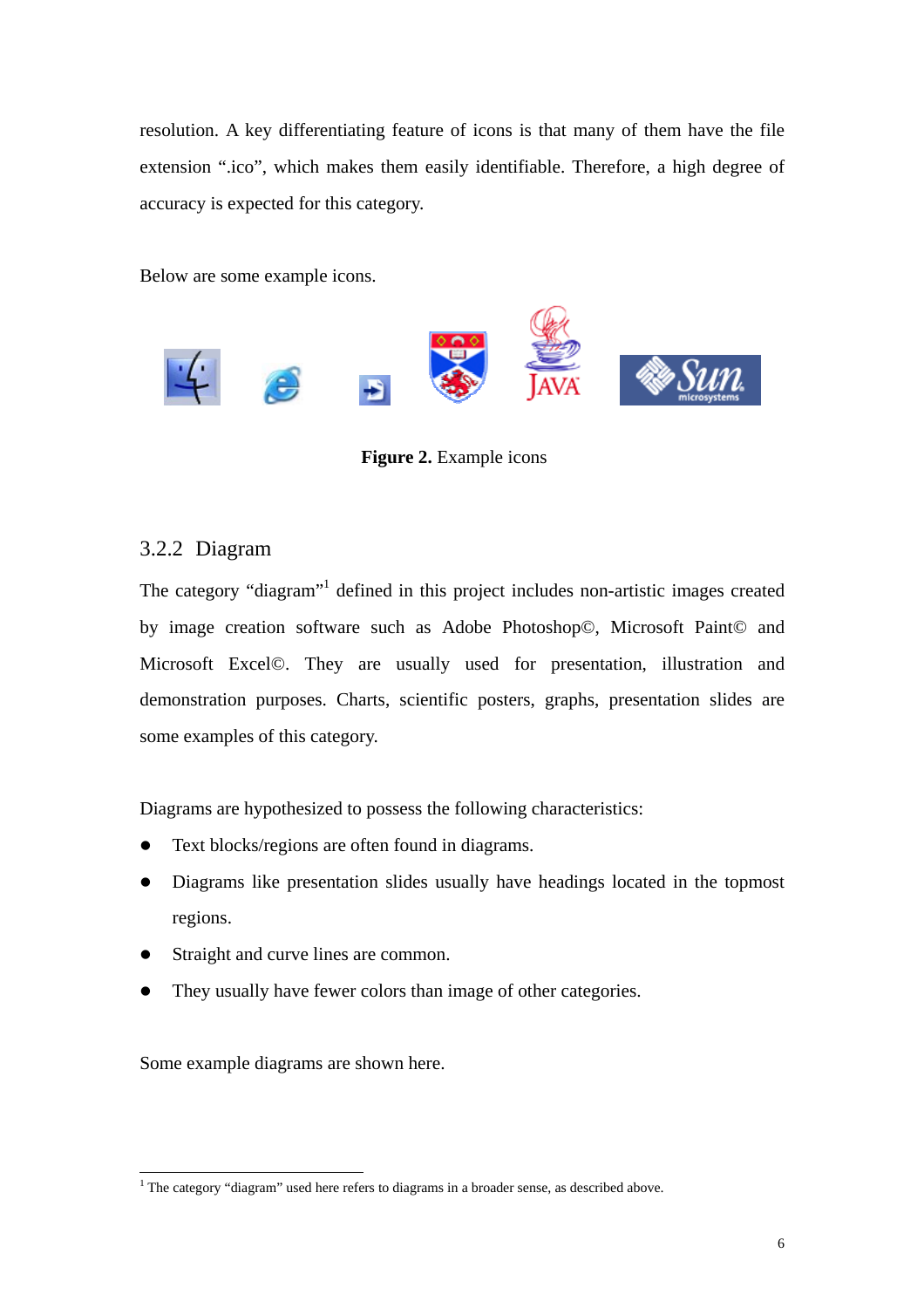resolution. A key differentiating feature of icons is that many of them have the file extension ".ico", which makes them easily identifiable. Therefore, a high degree of accuracy is expected for this category.

Below are some example icons.

**Figure 2.** Example icons

### 3.2.2 Diagram

The category "diagram"[1] defined in this project includes non-artistic images created by image creation software such as Adobe Photoshop©, Microsoft Paint© and Microsoft Excel©. They are usually used for presentation, illustration and demonstration purposes. Charts, scientific posters, graphs, presentation slides are some examples of this category.

Diagrams are hypothesized to possess the following characteristics:

- Text blocks/regions are often found in diagrams.
- Diagrams like presentation slides usually have headings located in the topmost regions.
- Straight and curve lines are common.
- They usually have fewer colors than image of other categories.

Some example diagrams are shown here.

[1] The category "diagram" used here refers to diagrams in a broader sense, as described above.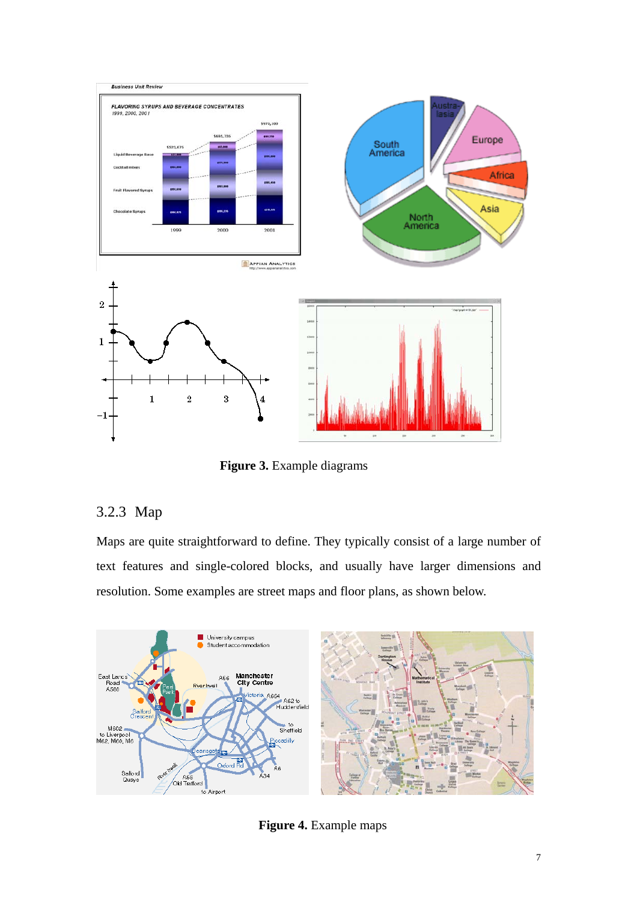**Figure 3.** Example diagrams

### 3.2.3 Map

Maps are quite straightforward to define. They typically consist of a large number of text features and single-colored blocks, and usually have larger dimensions and resolution. Some examples are street maps and floor plans, as shown below.

**Figure 4.** Example maps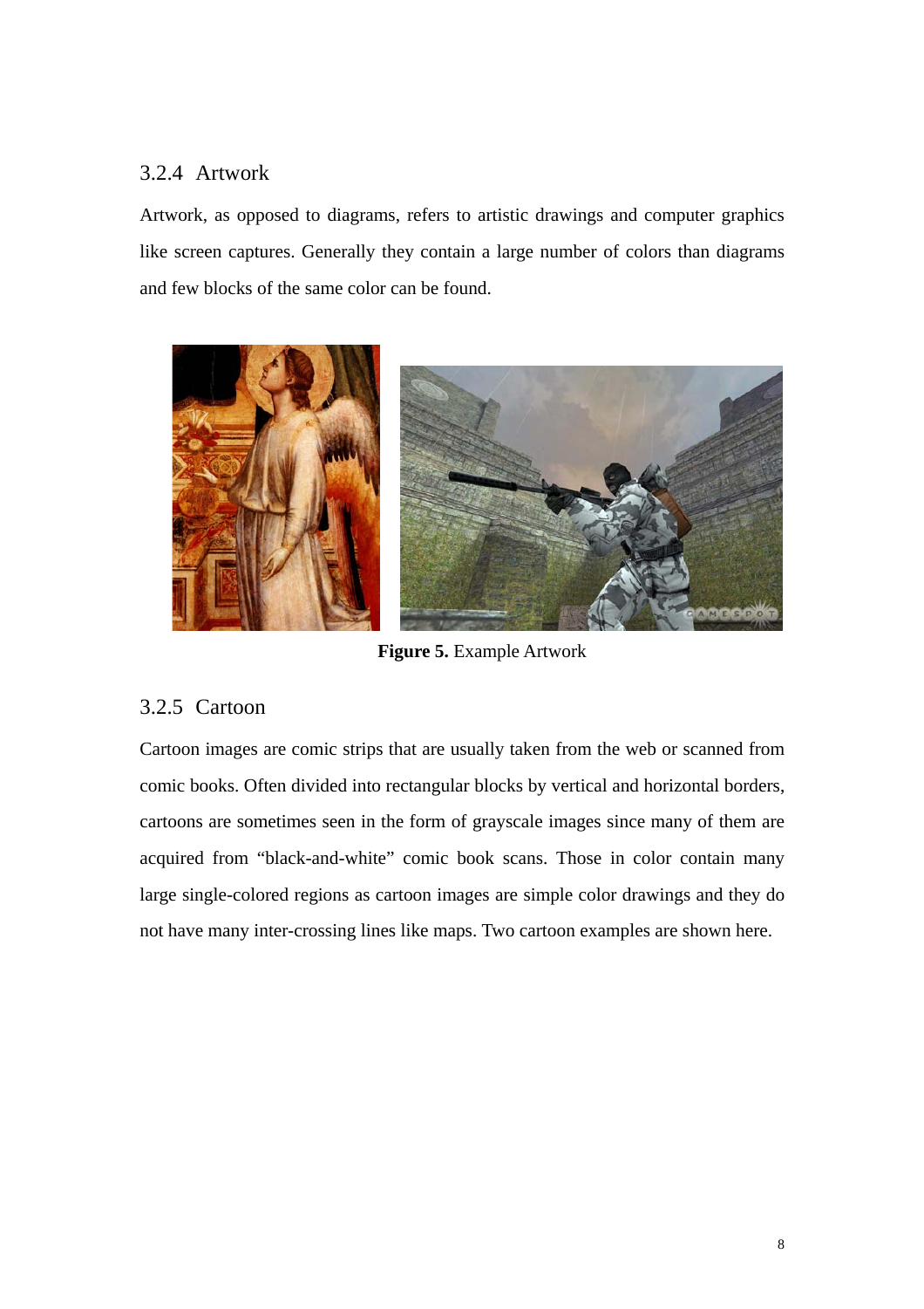### 3.2.4 Artwork

Artwork, as opposed to diagrams, refers to artistic drawings and computer graphics like screen captures. Generally they contain a large number of colors than diagrams and few blocks of the same color can be found.

**Figure 5.** Example Artwork

### 3.2.5 Cartoon

Cartoon images are comic strips that are usually taken from the web or scanned from comic books. Often divided into rectangular blocks by vertical and horizontal borders, cartoons are sometimes seen in the form of grayscale images since many of them are acquired from “black-and-white” comic book scans. Those in color contain many large single-colored regions as cartoon images are simple color drawings and they do not have many inter-crossing lines like maps. Two cartoon examples are shown here.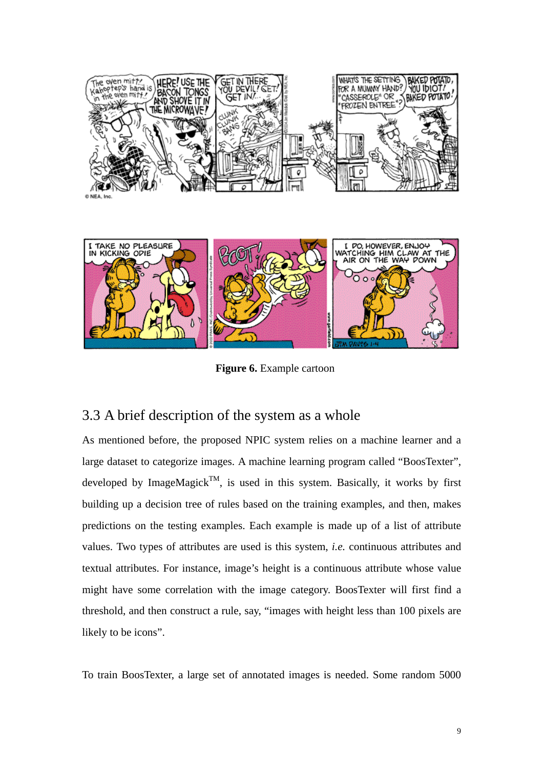**Figure 6.** Example cartoon

## 3.3 A brief description of the system as a whole

As mentioned before, the proposed NPIC system relies on a machine learner and a large dataset to categorize images. A machine learning program called "BoosTexter", developed by ImageMagick™, is used in this system. Basically, it works by first building up a decision tree of rules based on the training examples, and then, makes predictions on the testing examples. Each example is made up of a list of attribute values. Two types of attributes are used is this system, *i.e.* continuous attributes and textual attributes. For instance, image's height is a continuous attribute whose value might have some correlation with the image category. BoosTexter will first find a threshold, and then construct a rule, say, "images with height less than 100 pixels are likely to be icons".

To train BoosTexter, a large set of annotated images is needed. Some random 5000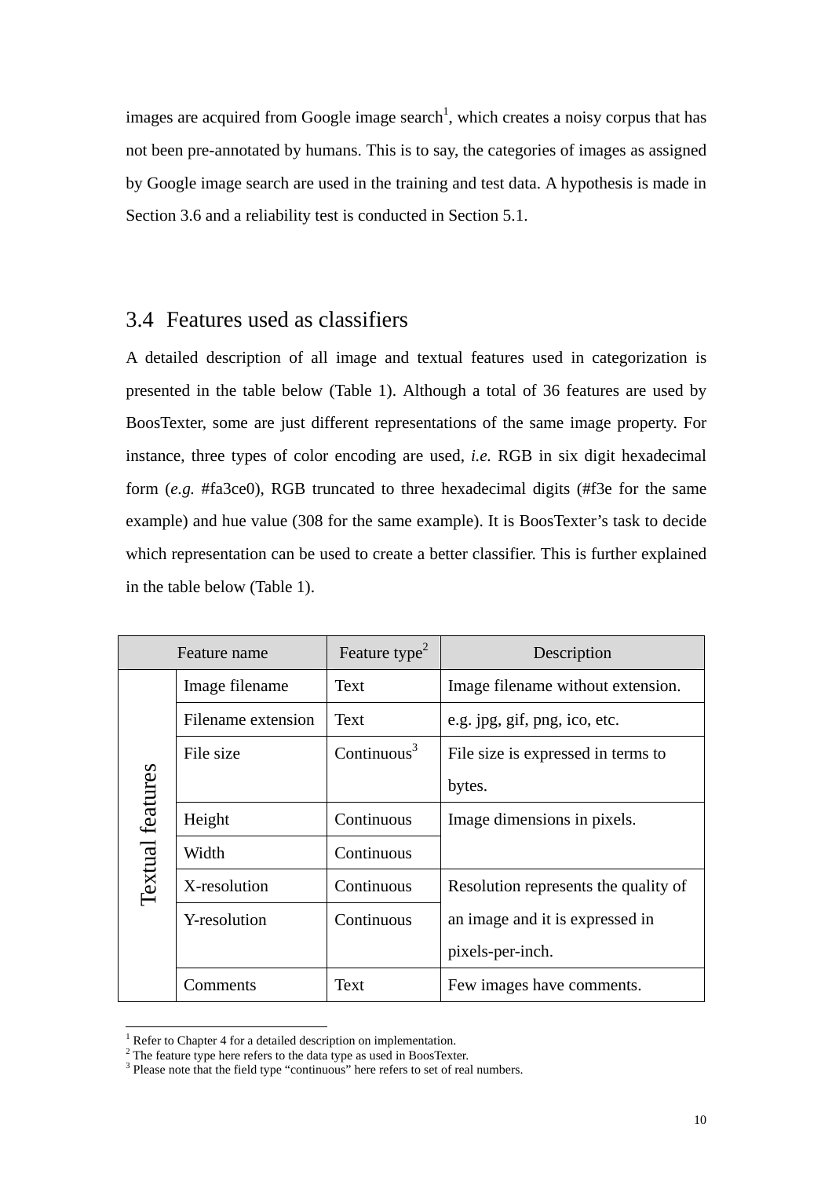images are acquired from Google image search[1], which creates a noisy corpus that has not been pre-annotated by humans. This is to say, the categories of images as assigned by Google image search are used in the training and test data. A hypothesis is made in Section 3.6 and a reliability test is conducted in Section 5.1.

## 3.4 Features used as classifiers

A detailed description of all image and textual features used in categorization is presented in the table below (Table 1). Although a total of 36 features are used by BoosTexter, some are just different representations of the same image property. For instance, three types of color encoding are used, *i.e.* RGB in six digit hexadecimal form (*e.g.* #fa3ce0), RGB truncated to three hexadecimal digits (#f3e for the same example) and hue value (308 for the same example). It is BoosTexter's task to decide which representation can be used to create a better classifier. This is further explained in the table below (Table 1).

| Feature name | | Feature type[2] | Description |
|---|---|---|---|
| Textual features | Image filename | Text | Image filename without extension. |
| | Filename extension | Text | e.g. jpg, gif, png, ico, etc. |
| | File size | Continuous[3] | File size is expressed in terms to bytes. |
| | Height | Continuous | Image dimensions in pixels. |
| | Width | Continuous | |
| | X-resolution | Continuous | Resolution represents the quality of an image and it is expressed in pixels-per-inch. |
| | Y-resolution | Continuous | |
| | Comments | Text | Few images have comments. |

[1] Refer to Chapter 4 for a detailed description on implementation.
[2] The feature type here refers to the data type as used in BoosTexter.
[3] Please note that the field type "continuous" here refers to set of real numbers.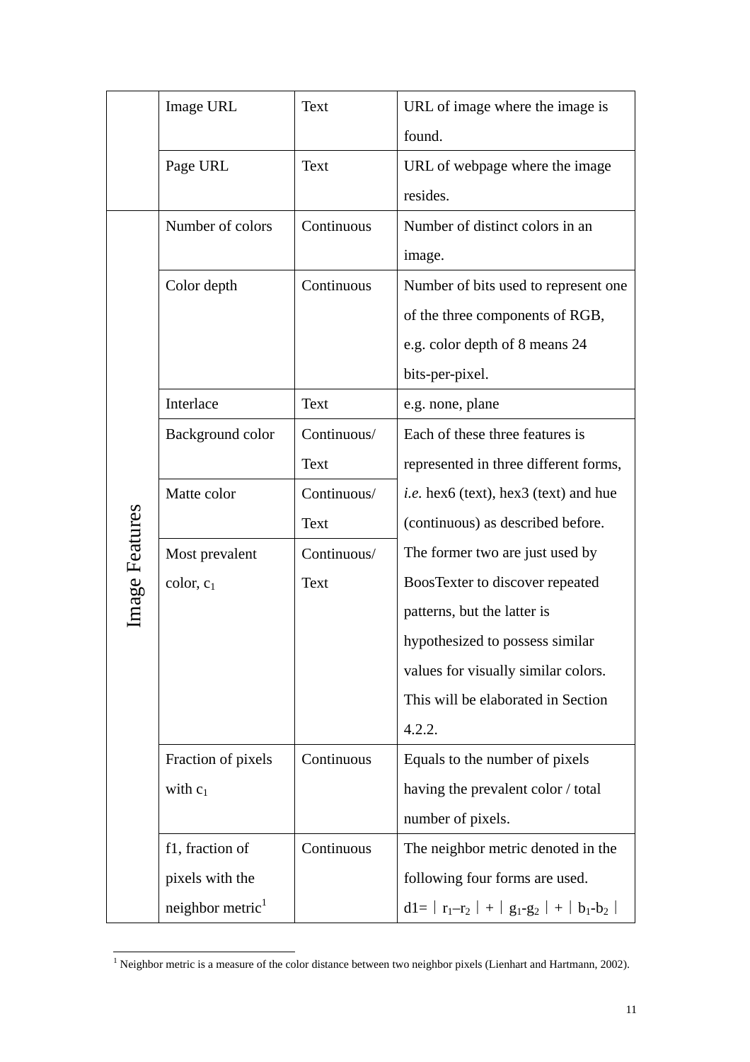| | | | |
|---|---|---|---|
| | Image URL | Text | URL of image where the image is found. |
| | Page URL | Text | URL of webpage where the image resides. |
| Image Features | Number of colors | Continuous | Number of distinct colors in an image. |
| | Color depth | Continuous | Number of bits used to represent one of the three components of RGB, e.g. color depth of 8 means 24 bits-per-pixel. |
| | Interlace | Text | e.g. none, plane |
| | Background color | Continuous/ Text | Each of these three features is represented in three different forms, *i.e.* hex6 (text), hex3 (text) and hue (continuous) as described before. The former two are just used by BoosTexter to discover repeated patterns, but the latter is hypothesized to possess similar values for visually similar colors. This will be elaborated in Section 4.2.2. |
| | Matte color | Continuous/ Text | |
| | Most prevalent color, $c_1$ | Continuous/ Text | |
| | Fraction of pixels with $c_1$ | Continuous | Equals to the number of pixels having the prevalent color / total number of pixels. |
| | f1, fraction of pixels with the neighbor metric[1] | Continuous | The neighbor metric denoted in the following four forms are used. $d1=\mid r_1-r_2 \mid + \mid g_1-g_2 \mid + \mid b_1-b_2 \mid$ |

[1] Neighbor metric is a measure of the color distance between two neighbor pixels (Lienhart and Hartmann, 2002).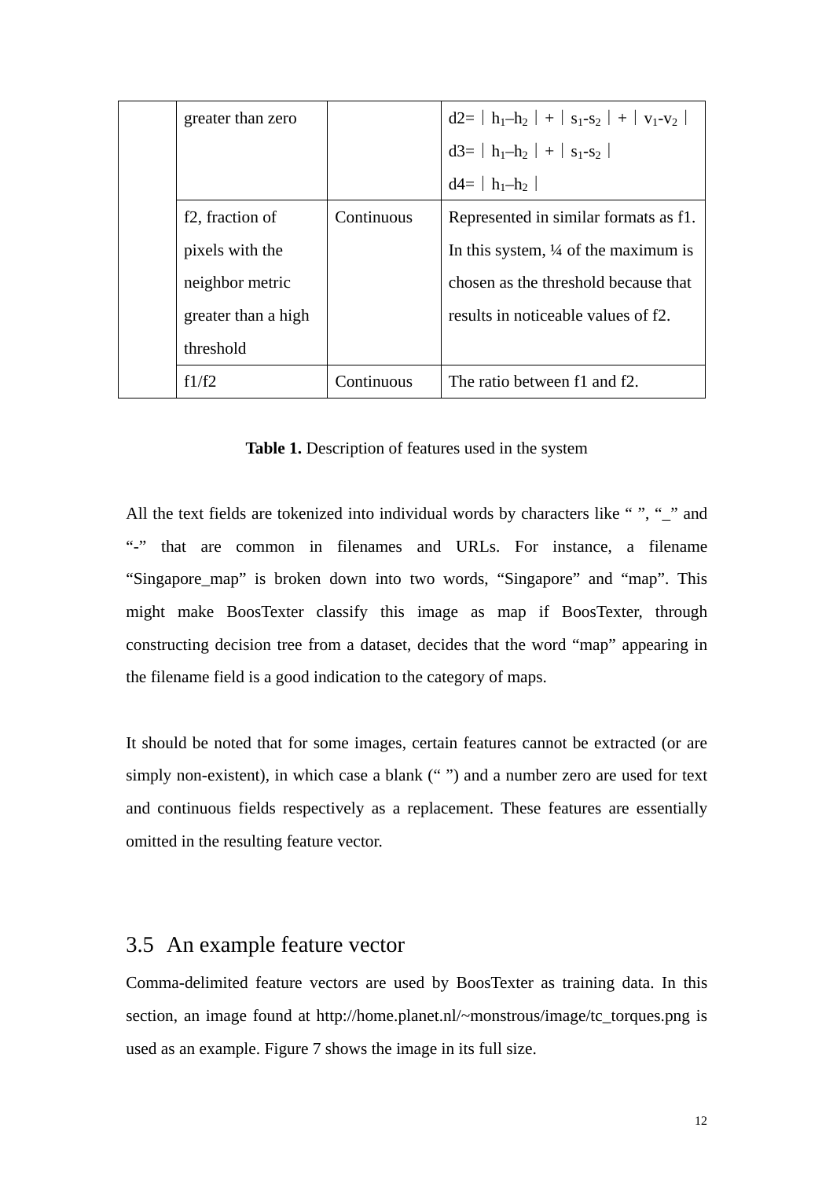|  | greater than zero |  | d2= $\lvert h_1 - h_2 \rvert + \lvert s_1 - s_2 \rvert + \lvert v_1 - v_2 \rvert$<br>d3= $\lvert h_1 - h_2 \rvert + \lvert s_1 - s_2 \rvert$<br>d4= $\lvert h_1 - h_2 \rvert$ |
|---|---|---|---|
|  | f2, fraction of pixels with the neighbor metric greater than a high threshold | Continuous | Represented in similar formats as f1. In this system, ¼ of the maximum is chosen as the threshold because that results in noticeable values of f2. |
|  | f1/f2 | Continuous | The ratio between f1 and f2. |

**Table 1.** Description of features used in the system

All the text fields are tokenized into individual words by characters like " ", "_" and "-" that are common in filenames and URLs. For instance, a filename "Singapore_map" is broken down into two words, "Singapore" and "map". This might make BoosTexter classify this image as map if BoosTexter, through constructing decision tree from a dataset, decides that the word "map" appearing in the filename field is a good indication to the category of maps.

It should be noted that for some images, certain features cannot be extracted (or are simply non-existent), in which case a blank (" ") and a number zero are used for text and continuous fields respectively as a replacement. These features are essentially omitted in the resulting feature vector.

## 3.5 An example feature vector

Comma-delimited feature vectors are used by BoosTexter as training data. In this section, an image found at http://home.planet.nl/~monstrous/image/tc_torques.png is used as an example. Figure 7 shows the image in its full size.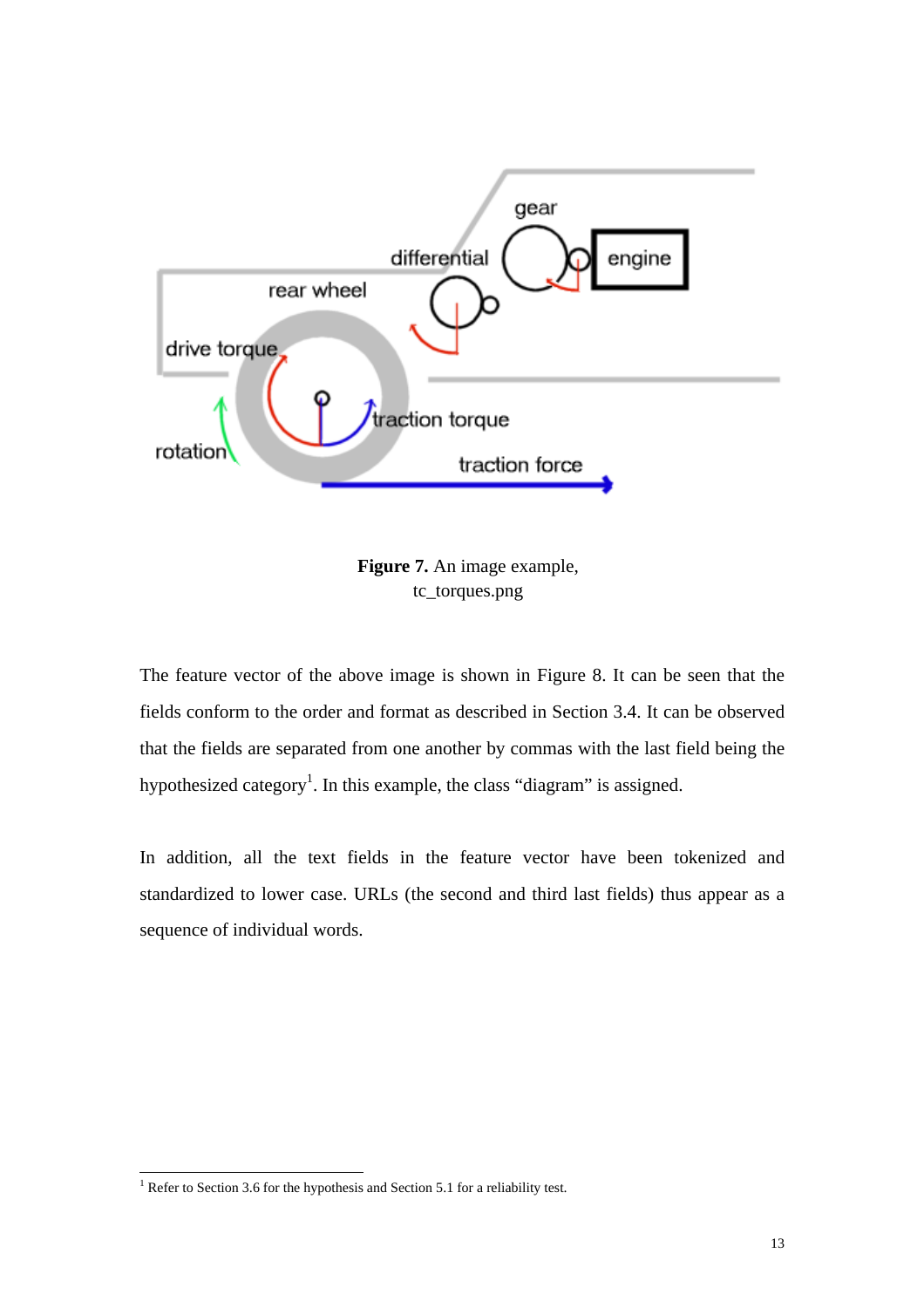**Figure 7.** An image example, tc_torques.png

The feature vector of the above image is shown in Figure 8. It can be seen that the fields conform to the order and format as described in Section 3.4. It can be observed that the fields are separated from one another by commas with the last field being the hypothesized category[1]. In this example, the class “diagram” is assigned.

In addition, all the text fields in the feature vector have been tokenized and standardized to lower case. URLs (the second and third last fields) thus appear as a sequence of individual words.

[1] Refer to Section 3.6 for the hypothesis and Section 5.1 for a reliability test.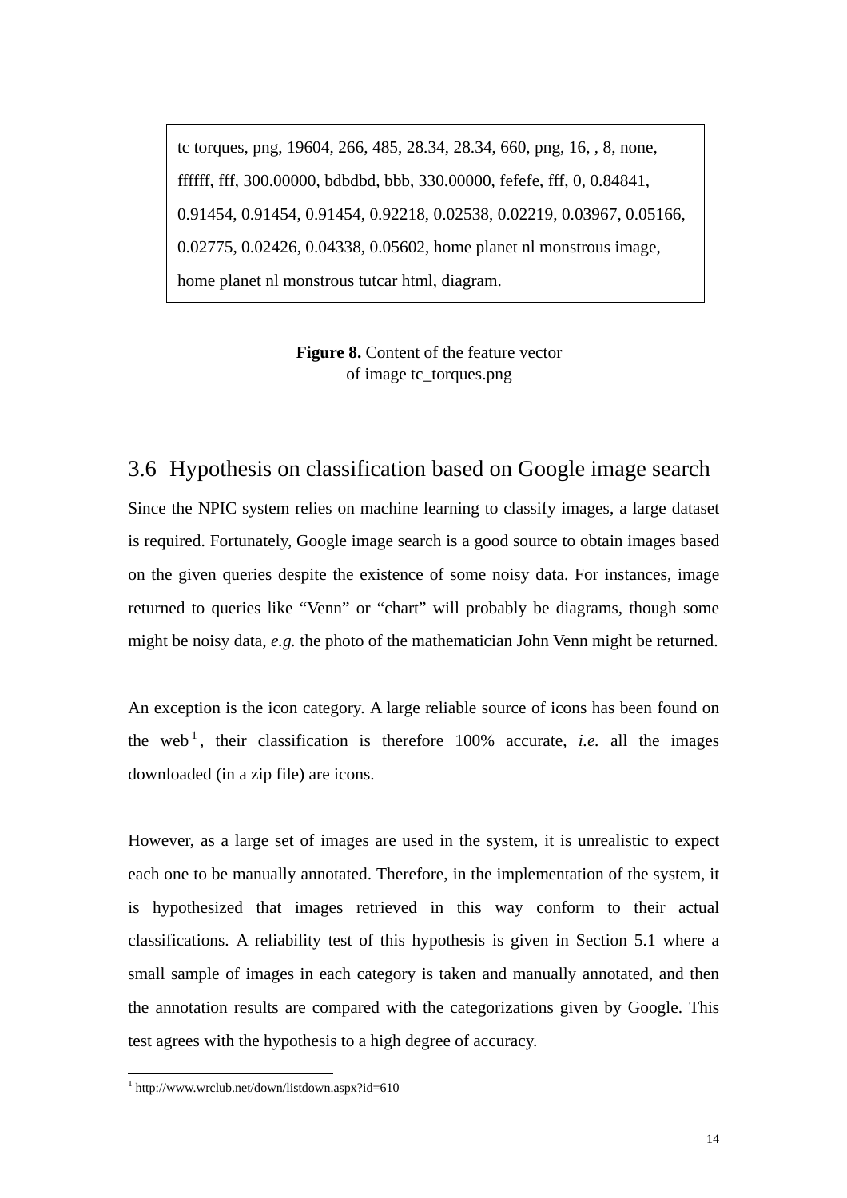```
tc torques, png, 19604, 266, 485, 28.34, 28.34, 660, png, 16, , 8, none,
ffffff, fff, 300.00000, bdbdbd, bbb, 330.00000, fefefe, fff, 0, 0.84841,
0.91454, 0.91454, 0.91454, 0.92218, 0.02538, 0.02219, 0.03967, 0.05166,
0.02775, 0.02426, 0.04338, 0.05602, home planet nl monstrous image,
home planet nl monstrous tutcar html, diagram.
```

**Figure 8.** Content of the feature vector of image tc_torques.png

## 3.6 Hypothesis on classification based on Google image search

Since the NPIC system relies on machine learning to classify images, a large dataset is required. Fortunately, Google image search is a good source to obtain images based on the given queries despite the existence of some noisy data. For instances, image returned to queries like "Venn" or "chart" will probably be diagrams, though some might be noisy data, *e.g.* the photo of the mathematician John Venn might be returned.

An exception is the icon category. A large reliable source of icons has been found on the web[1], their classification is therefore 100% accurate, *i.e.* all the images downloaded (in a zip file) are icons.

However, as a large set of images are used in the system, it is unrealistic to expect each one to be manually annotated. Therefore, in the implementation of the system, it is hypothesized that images retrieved in this way conform to their actual classifications. A reliability test of this hypothesis is given in Section 5.1 where a small sample of images in each category is taken and manually annotated, and then the annotation results are compared with the categorizations given by Google. This test agrees with the hypothesis to a high degree of accuracy.

[1] http://www.wrclub.net/down/listdown.aspx?id=610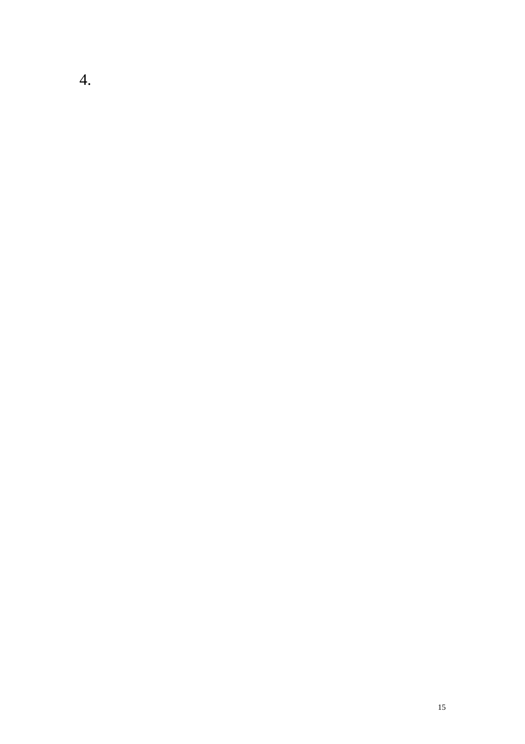4.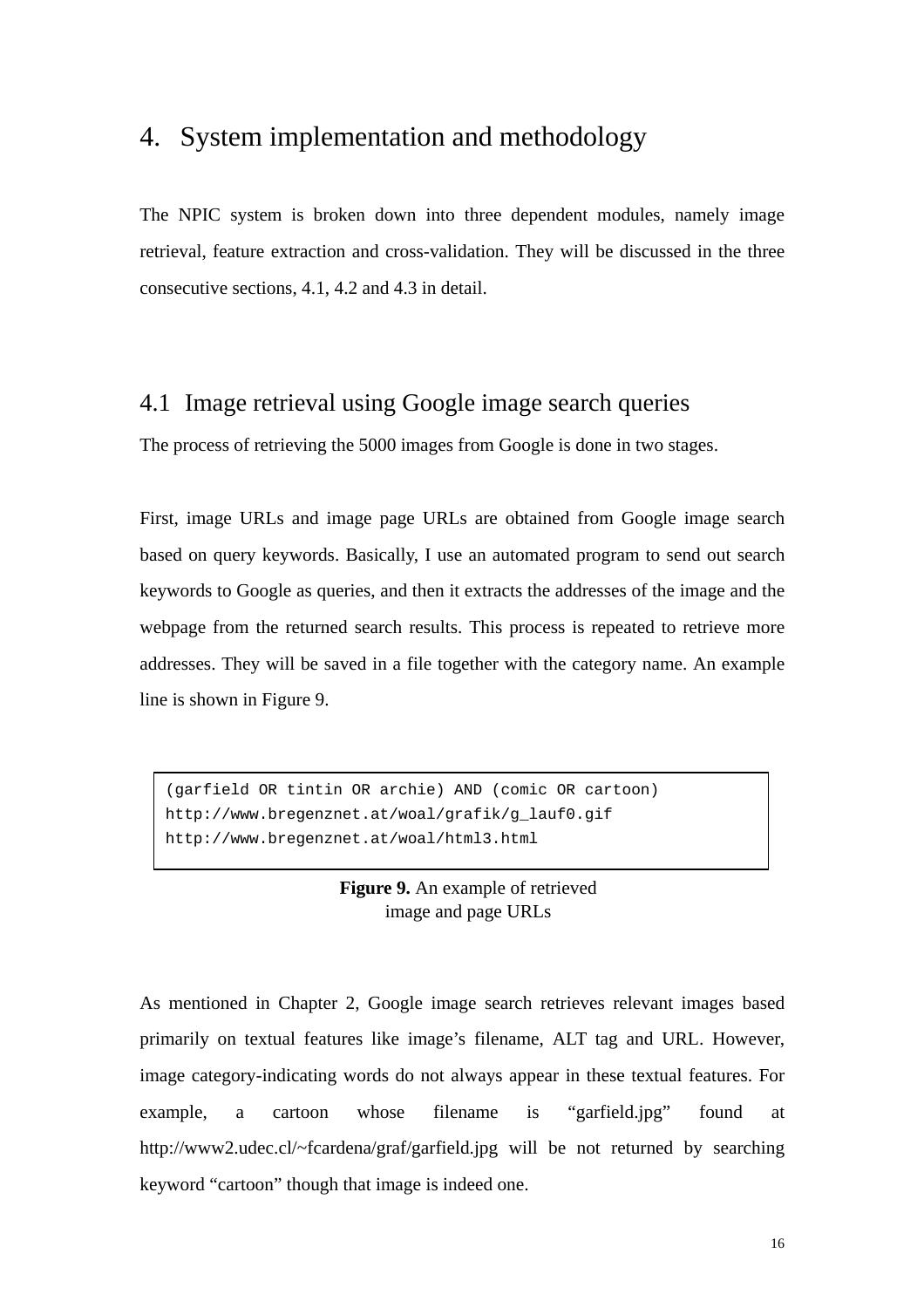# 4. System implementation and methodology

The NPIC system is broken down into three dependent modules, namely image retrieval, feature extraction and cross-validation. They will be discussed in the three consecutive sections, 4.1, 4.2 and 4.3 in detail.

## 4.1 Image retrieval using Google image search queries

The process of retrieving the 5000 images from Google is done in two stages.

First, image URLs and image page URLs are obtained from Google image search based on query keywords. Basically, I use an automated program to send out search keywords to Google as queries, and then it extracts the addresses of the image and the webpage from the returned search results. This process is repeated to retrieve more addresses. They will be saved in a file together with the category name. An example line is shown in Figure 9.

```
(garfield OR tintin OR archie) AND (comic OR cartoon)
http://www.bregenznet.at/woal/grafik/g_lauf0.gif
http://www.bregenznet.at/woal/html3.html
```

**Figure 9.** An example of retrieved image and page URLs

As mentioned in Chapter 2, Google image search retrieves relevant images based primarily on textual features like image's filename, ALT tag and URL. However, image category-indicating words do not always appear in these textual features. For example, a cartoon whose filename is "garfield.jpg" found at http://www2.udec.cl/~fcardena/graf/garfield.jpg will be not returned by searching keyword "cartoon" though that image is indeed one.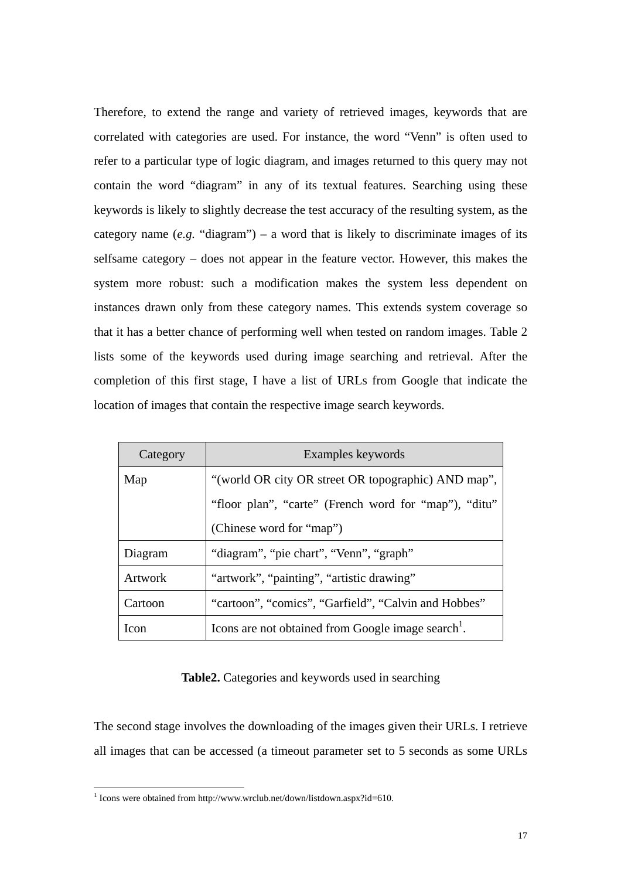Therefore, to extend the range and variety of retrieved images, keywords that are correlated with categories are used. For instance, the word “Venn” is often used to refer to a particular type of logic diagram, and images returned to this query may not contain the word “diagram” in any of its textual features. Searching using these keywords is likely to slightly decrease the test accuracy of the resulting system, as the category name (*e.g.* “diagram”) – a word that is likely to discriminate images of its selfsame category – does not appear in the feature vector. However, this makes the system more robust: such a modification makes the system less dependent on instances drawn only from these category names. This extends system coverage so that it has a better chance of performing well when tested on random images. Table 2 lists some of the keywords used during image searching and retrieval. After the completion of this first stage, I have a list of URLs from Google that indicate the location of images that contain the respective image search keywords.

| Category | Examples keywords |
| --- | --- |
| Map | “(world OR city OR street OR topographic) AND map”, “floor plan”, “carte” (French word for “map”), “ditu” (Chinese word for “map”) |
| Diagram | “diagram”, “pie chart”, “Venn”, “graph” |
| Artwork | “artwork”, “painting”, “artistic drawing” |
| Cartoon | “cartoon”, “comics”, “Garfield”, “Calvin and Hobbes” |
| Icon | Icons are not obtained from Google image search[1]. |

**Table2.** Categories and keywords used in searching

The second stage involves the downloading of the images given their URLs. I retrieve all images that can be accessed (a timeout parameter set to 5 seconds as some URLs

[1] Icons were obtained from http://www.wrclub.net/down/listdown.aspx?id=610.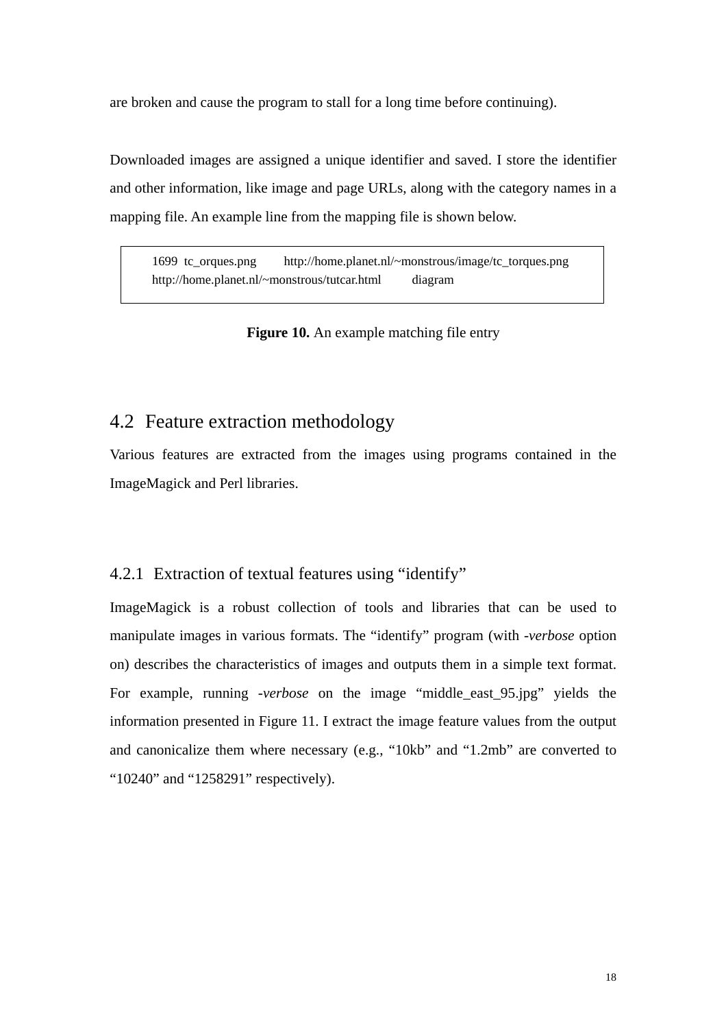are broken and cause the program to stall for a long time before continuing).

Downloaded images are assigned a unique identifier and saved. I store the identifier and other information, like image and page URLs, along with the category names in a mapping file. An example line from the mapping file is shown below.

```
1699  tc_orques.png       http://home.planet.nl/~monstrous/image/tc_torques.png
http://home.planet.nl/~monstrous/tutcar.html        diagram
```

**Figure 10.** An example matching file entry

## 4.2 Feature extraction methodology

Various features are extracted from the images using programs contained in the ImageMagick and Perl libraries.

### 4.2.1 Extraction of textual features using "identify"

ImageMagick is a robust collection of tools and libraries that can be used to manipulate images in various formats. The "identify" program (with *-verbose* option on) describes the characteristics of images and outputs them in a simple text format. For example, running *-verbose* on the image "middle_east_95.jpg" yields the information presented in Figure 11. I extract the image feature values from the output and canonicalize them where necessary (e.g., "10kb" and "1.2mb" are converted to "10240" and "1258291" respectively).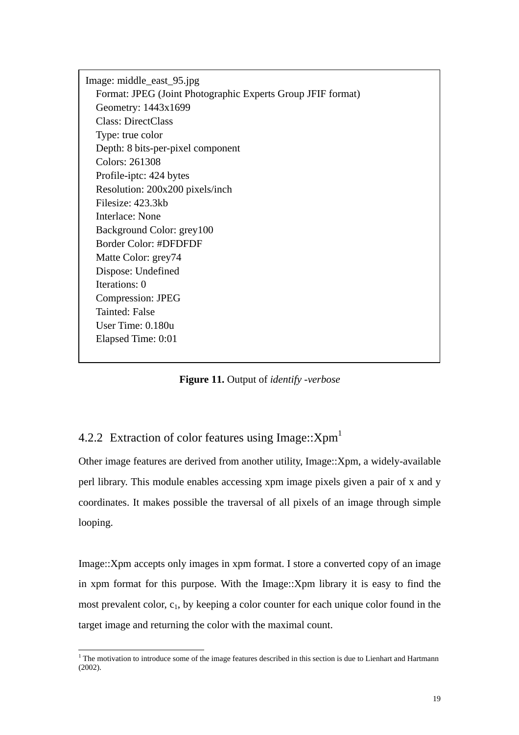```
Image: middle_east_95.jpg
    Format: JPEG (Joint Photographic Experts Group JFIF format)
    Geometry: 1443x1699
    Class: DirectClass
    Type: true color
    Depth: 8 bits-per-pixel component
    Colors: 261308
    Profile-iptc: 424 bytes
    Resolution: 200x200 pixels/inch
    Filesize: 423.3kb
    Interlace: None
    Background Color: grey100
    Border Color: #DFDFDF
    Matte Color: grey74
    Dispose: Undefined
    Iterations: 0
    Compression: JPEG
    Tainted: False
    User Time: 0.180u
    Elapsed Time: 0:01
```

**Figure 11.** Output of *identify -verbose*

### 4.2.2 Extraction of color features using Image::Xpm[1]

Other image features are derived from another utility, Image::Xpm, a widely-available perl library. This module enables accessing xpm image pixels given a pair of x and y coordinates. It makes possible the traversal of all pixels of an image through simple looping.

Image::Xpm accepts only images in xpm format. I store a converted copy of an image in xpm format for this purpose. With the Image::Xpm library it is easy to find the most prevalent color, $c_1$, by keeping a color counter for each unique color found in the target image and returning the color with the maximal count.

---

[1] The motivation to introduce some of the image features described in this section is due to Lienhart and Hartmann (2002).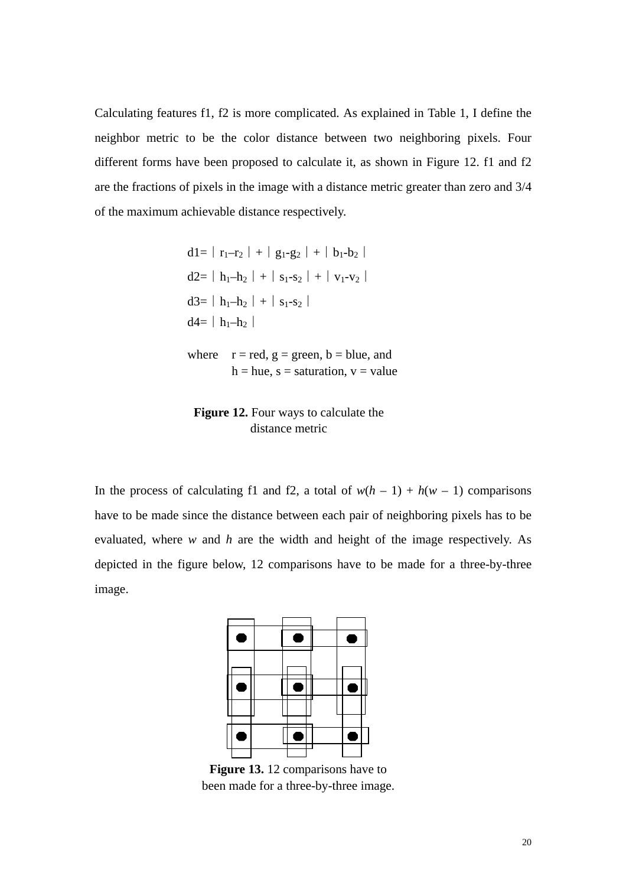Calculating features f1, f2 is more complicated. As explained in Table 1, I define the neighbor metric to be the color distance between two neighboring pixels. Four different forms have been proposed to calculate it, as shown in Figure 12. f1 and f2 are the fractions of pixels in the image with a distance metric greater than zero and 3/4 of the maximum achievable distance respectively.

$$d1 = |r_1 - r_2| + |g_1 - g_2| + |b_1 - b_2|$$

$$d2 = |h_1 - h_2| + |s_1 - s_2| + |v_1 - v_2|$$

$$d3 = |h_1 - h_2| + |s_1 - s_2|$$

$$d4 = |h_1 - h_2|$$

where r = red, g = green, b = blue, and
h = hue, s = saturation, v = value

**Figure 12.** Four ways to calculate the distance metric

In the process of calculating f1 and f2, a total of $w(h - 1) + h(w - 1)$ comparisons have to be made since the distance between each pair of neighboring pixels has to be evaluated, where $w$ and $h$ are the width and height of the image respectively. As depicted in the figure below, 12 comparisons have to be made for a three-by-three image.

**Figure 13.** 12 comparisons have to been made for a three-by-three image.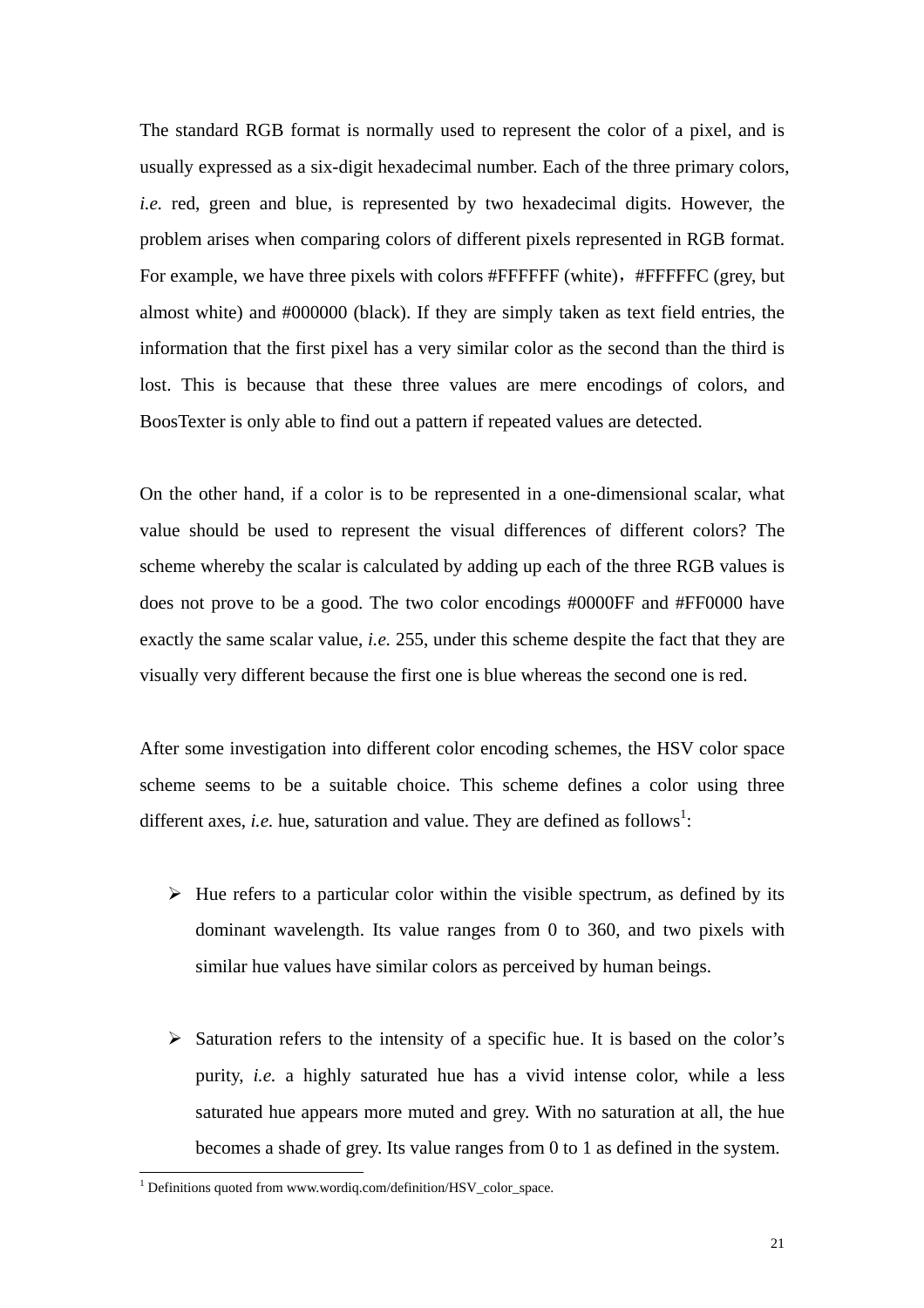The standard RGB format is normally used to represent the color of a pixel, and is usually expressed as a six-digit hexadecimal number. Each of the three primary colors, *i.e.* red, green and blue, is represented by two hexadecimal digits. However, the problem arises when comparing colors of different pixels represented in RGB format. For example, we have three pixels with colors #FFFFFF (white)，#FFFFFC (grey, but almost white) and #000000 (black). If they are simply taken as text field entries, the information that the first pixel has a very similar color as the second than the third is lost. This is because that these three values are mere encodings of colors, and BoosTexter is only able to find out a pattern if repeated values are detected.

On the other hand, if a color is to be represented in a one-dimensional scalar, what value should be used to represent the visual differences of different colors? The scheme whereby the scalar is calculated by adding up each of the three RGB values is does not prove to be a good. The two color encodings #0000FF and #FF0000 have exactly the same scalar value, *i.e.* 255, under this scheme despite the fact that they are visually very different because the first one is blue whereas the second one is red.

After some investigation into different color encoding schemes, the HSV color space scheme seems to be a suitable choice. This scheme defines a color using three different axes, *i.e.* hue, saturation and value. They are defined as follows[1]:

- Hue refers to a particular color within the visible spectrum, as defined by its dominant wavelength. Its value ranges from 0 to 360, and two pixels with similar hue values have similar colors as perceived by human beings.

- Saturation refers to the intensity of a specific hue. It is based on the color's purity, *i.e.* a highly saturated hue has a vivid intense color, while a less saturated hue appears more muted and grey. With no saturation at all, the hue becomes a shade of grey. Its value ranges from 0 to 1 as defined in the system.

[1] Definitions quoted from www.wordiq.com/definition/HSV_color_space.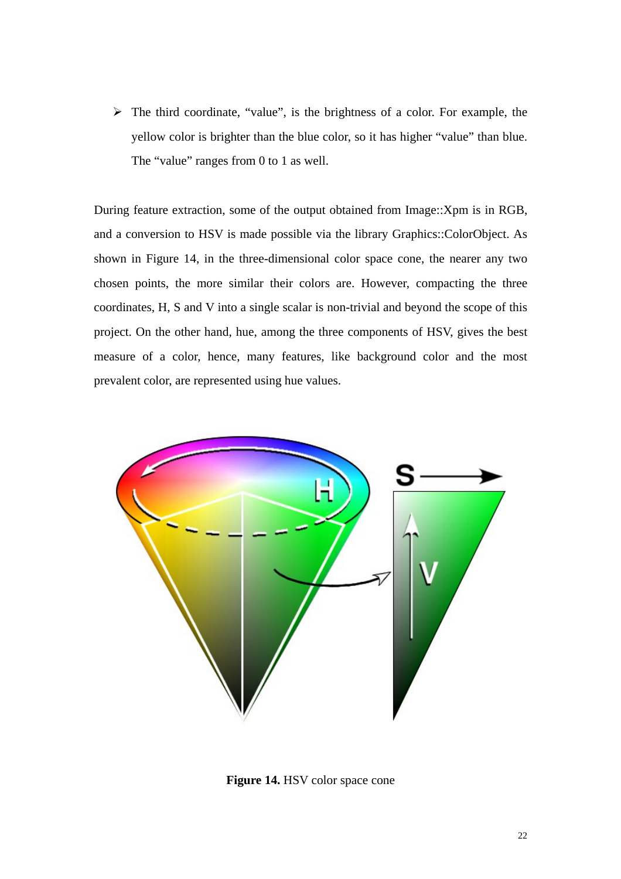- The third coordinate, "value", is the brightness of a color. For example, the yellow color is brighter than the blue color, so it has higher "value" than blue. The "value" ranges from 0 to 1 as well.

During feature extraction, some of the output obtained from Image::Xpm is in RGB, and a conversion to HSV is made possible via the library Graphics::ColorObject. As shown in Figure 14, in the three-dimensional color space cone, the nearer any two chosen points, the more similar their colors are. However, compacting the three coordinates, H, S and V into a single scalar is non-trivial and beyond the scope of this project. On the other hand, hue, among the three components of HSV, gives the best measure of a color, hence, many features, like background color and the most prevalent color, are represented using hue values.

**Figure 14.** HSV color space cone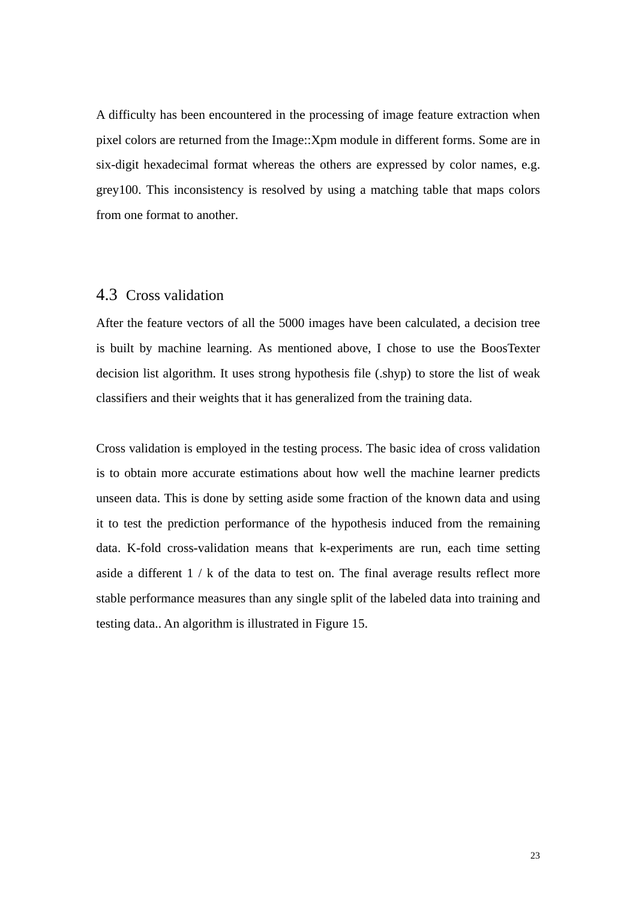A difficulty has been encountered in the processing of image feature extraction when pixel colors are returned from the Image::Xpm module in different forms. Some are in six-digit hexadecimal format whereas the others are expressed by color names, e.g. grey100. This inconsistency is resolved by using a matching table that maps colors from one format to another.

## 4.3 Cross validation

After the feature vectors of all the 5000 images have been calculated, a decision tree is built by machine learning. As mentioned above, I chose to use the BoosTexter decision list algorithm. It uses strong hypothesis file (.shyp) to store the list of weak classifiers and their weights that it has generalized from the training data.

Cross validation is employed in the testing process. The basic idea of cross validation is to obtain more accurate estimations about how well the machine learner predicts unseen data. This is done by setting aside some fraction of the known data and using it to test the prediction performance of the hypothesis induced from the remaining data. K-fold cross-validation means that k-experiments are run, each time setting aside a different 1 / k of the data to test on. The final average results reflect more stable performance measures than any single split of the labeled data into training and testing data.. An algorithm is illustrated in Figure 15.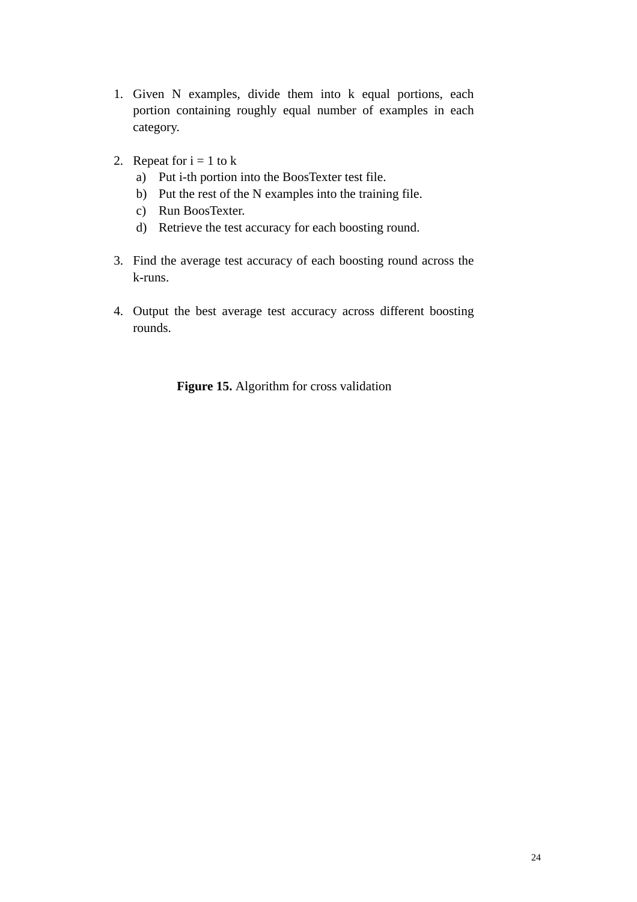1. Given N examples, divide them into k equal portions, each portion containing roughly equal number of examples in each category.

2. Repeat for i = 1 to k
   a) Put i-th portion into the BoosTexter test file.
   b) Put the rest of the N examples into the training file.
   c) Run BoosTexter.
   d) Retrieve the test accuracy for each boosting round.

3. Find the average test accuracy of each boosting round across the k-runs.

4. Output the best average test accuracy across different boosting rounds.

**Figure 15.** Algorithm for cross validation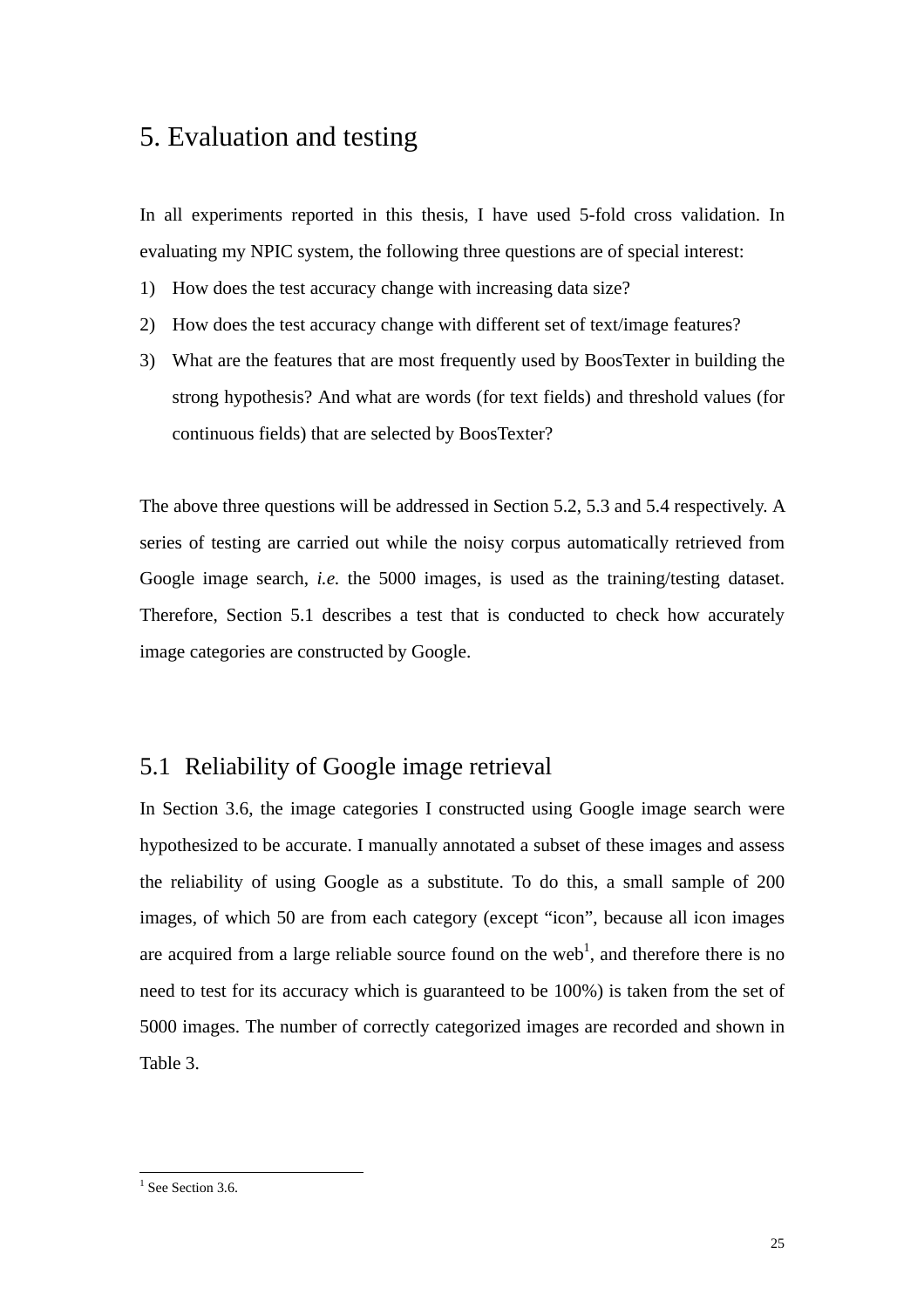# 5. Evaluation and testing

In all experiments reported in this thesis, I have used 5-fold cross validation. In evaluating my NPIC system, the following three questions are of special interest:

1) How does the test accuracy change with increasing data size?
2) How does the test accuracy change with different set of text/image features?
3) What are the features that are most frequently used by BoosTexter in building the strong hypothesis? And what are words (for text fields) and threshold values (for continuous fields) that are selected by BoosTexter?

The above three questions will be addressed in Section 5.2, 5.3 and 5.4 respectively. A series of testing are carried out while the noisy corpus automatically retrieved from Google image search, *i.e.* the 5000 images, is used as the training/testing dataset. Therefore, Section 5.1 describes a test that is conducted to check how accurately image categories are constructed by Google.

## 5.1 Reliability of Google image retrieval

In Section 3.6, the image categories I constructed using Google image search were hypothesized to be accurate. I manually annotated a subset of these images and assess the reliability of using Google as a substitute. To do this, a small sample of 200 images, of which 50 are from each category (except "icon", because all icon images are acquired from a large reliable source found on the web[1], and therefore there is no need to test for its accuracy which is guaranteed to be 100%) is taken from the set of 5000 images. The number of correctly categorized images are recorded and shown in Table 3.

[1] See Section 3.6.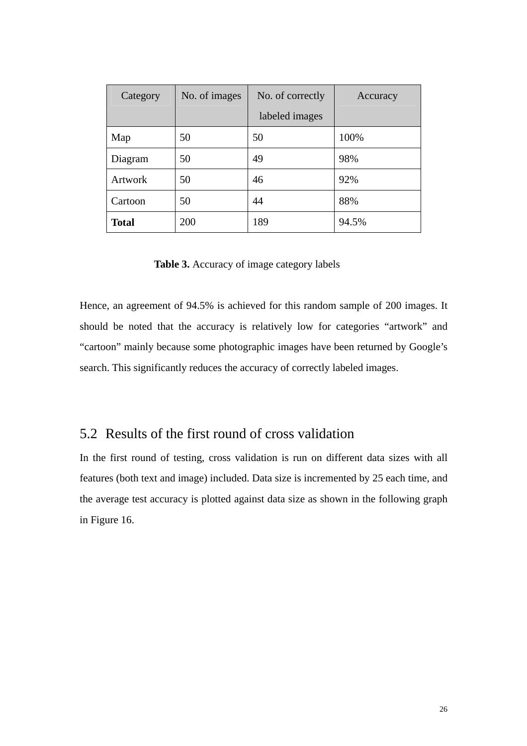| Category | No. of images | No. of correctly labeled images | Accuracy |
|---|---|---|---|
| Map | 50 | 50 | 100% |
| Diagram | 50 | 49 | 98% |
| Artwork | 50 | 46 | 92% |
| Cartoon | 50 | 44 | 88% |
| **Total** | 200 | 189 | 94.5% |

**Table 3.** Accuracy of image category labels

Hence, an agreement of 94.5% is achieved for this random sample of 200 images. It should be noted that the accuracy is relatively low for categories "artwork" and "cartoon" mainly because some photographic images have been returned by Google's search. This significantly reduces the accuracy of correctly labeled images.

## 5.2 Results of the first round of cross validation

In the first round of testing, cross validation is run on different data sizes with all features (both text and image) included. Data size is incremented by 25 each time, and the average test accuracy is plotted against data size as shown in the following graph in Figure 16.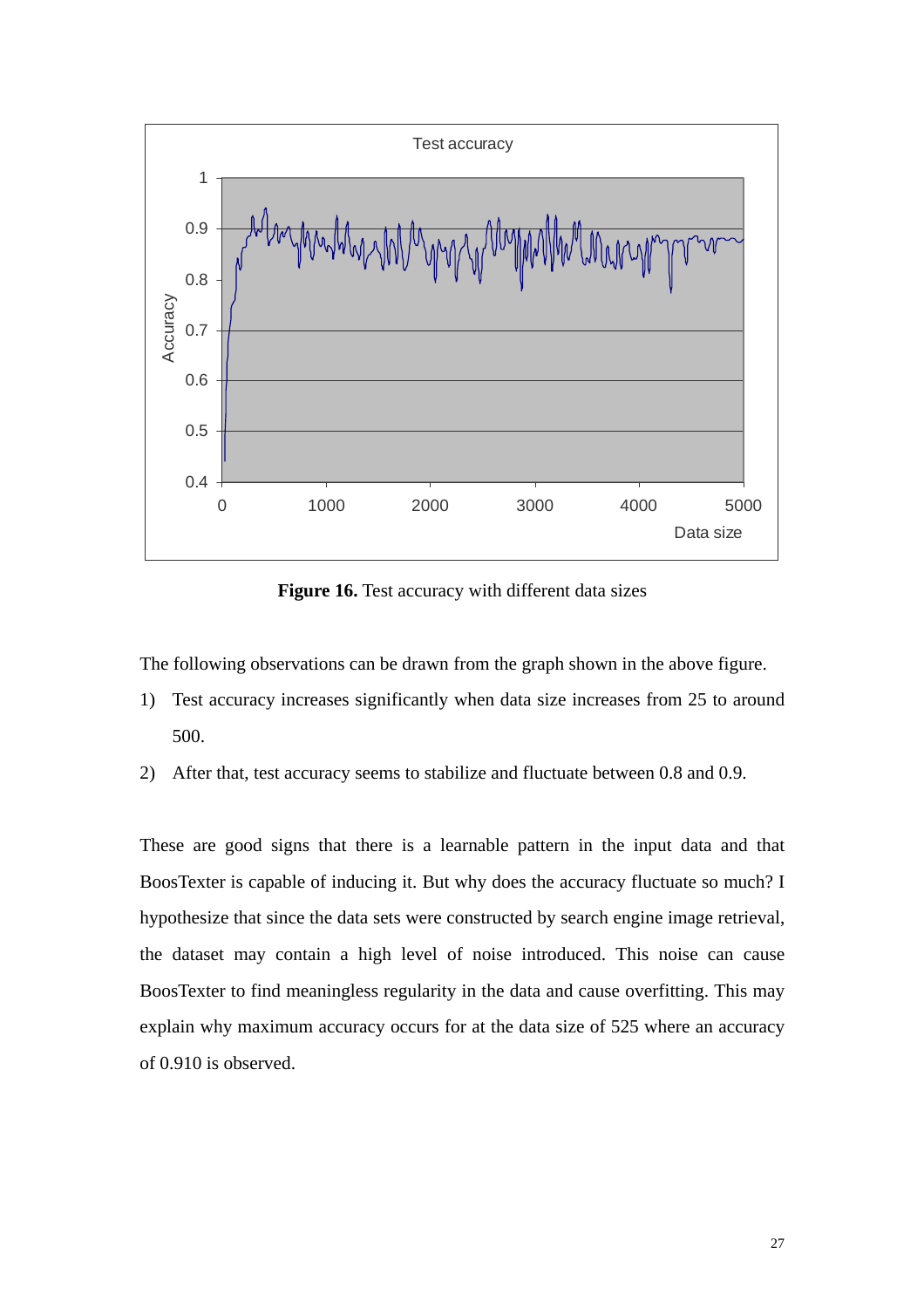**Figure 16.** Test accuracy with different data sizes

The following observations can be drawn from the graph shown in the above figure.

1) Test accuracy increases significantly when data size increases from 25 to around 500.
2) After that, test accuracy seems to stabilize and fluctuate between 0.8 and 0.9.

These are good signs that there is a learnable pattern in the input data and that BoosTexter is capable of inducing it. But why does the accuracy fluctuate so much? I hypothesize that since the data sets were constructed by search engine image retrieval, the dataset may contain a high level of noise introduced. This noise can cause BoosTexter to find meaningless regularity in the data and cause overfitting. This may explain why maximum accuracy occurs for at the data size of 525 where an accuracy of 0.910 is observed.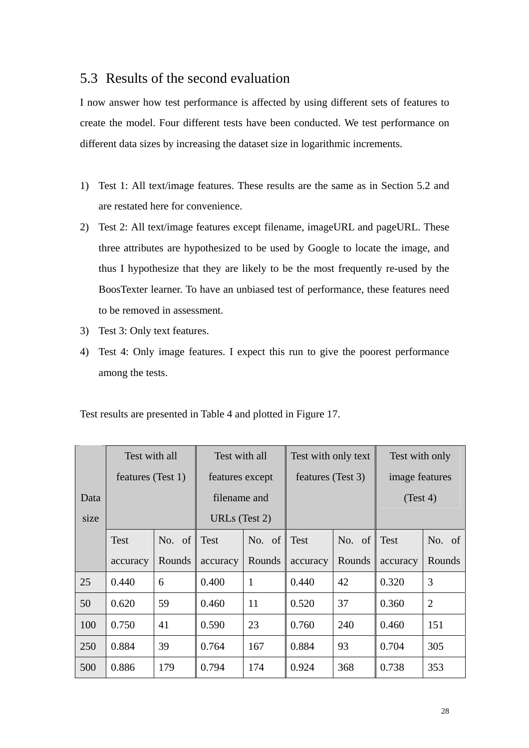## 5.3 Results of the second evaluation

I now answer how test performance is affected by using different sets of features to create the model. Four different tests have been conducted. We test performance on different data sizes by increasing the dataset size in logarithmic increments.

1) Test 1: All text/image features. These results are the same as in Section 5.2 and are restated here for convenience.
2) Test 2: All text/image features except filename, imageURL and pageURL. These three attributes are hypothesized to be used by Google to locate the image, and thus I hypothesize that they are likely to be the most frequently re-used by the BoosTexter learner. To have an unbiased test of performance, these features need to be removed in assessment.
3) Test 3: Only text features.
4) Test 4: Only image features. I expect this run to give the poorest performance among the tests.

Test results are presented in Table 4 and plotted in Figure 17.

| Data size | Test with all features (Test 1) | | Test with all features except filename and URLs (Test 2) | | Test with only text features (Test 3) | | Test with only image features (Test 4) | |
|---|---|---|---|---|---|---|---|---|
| | Test accuracy | No. of Rounds | Test accuracy | No. of Rounds | Test accuracy | No. of Rounds | Test accuracy | No. of Rounds |
| 25 | 0.440 | 6 | 0.400 | 1 | 0.440 | 42 | 0.320 | 3 |
| 50 | 0.620 | 59 | 0.460 | 11 | 0.520 | 37 | 0.360 | 2 |
| 100 | 0.750 | 41 | 0.590 | 23 | 0.760 | 240 | 0.460 | 151 |
| 250 | 0.884 | 39 | 0.764 | 167 | 0.884 | 93 | 0.704 | 305 |
| 500 | 0.886 | 179 | 0.794 | 174 | 0.924 | 368 | 0.738 | 353 |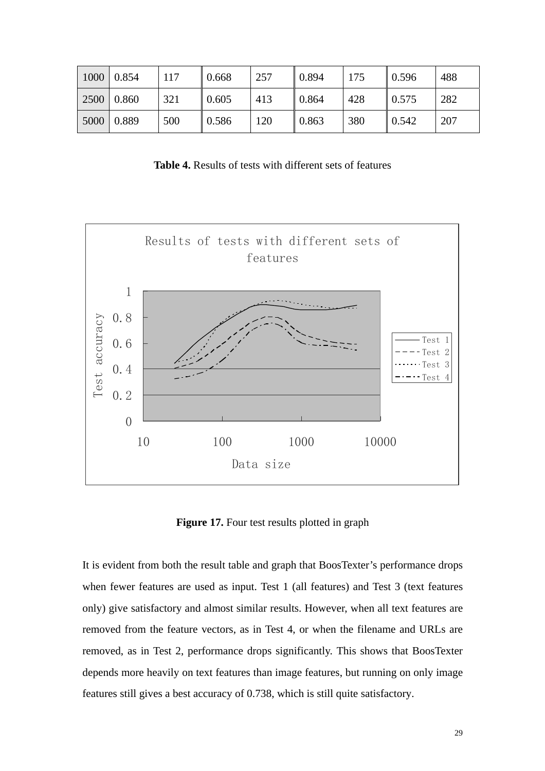| 1000 | 0.854 | 117 | 0.668 | 257 | 0.894 | 175 | 0.596 | 488 |
|---|---|---|---|---|---|---|---|---|
| 2500 | 0.860 | 321 | 0.605 | 413 | 0.864 | 428 | 0.575 | 282 |
| 5000 | 0.889 | 500 | 0.586 | 120 | 0.863 | 380 | 0.542 | 207 |

**Table 4.** Results of tests with different sets of features

**Figure 17.** Four test results plotted in graph

It is evident from both the result table and graph that BoosTexter's performance drops when fewer features are used as input. Test 1 (all features) and Test 3 (text features only) give satisfactory and almost similar results. However, when all text features are removed from the feature vectors, as in Test 4, or when the filename and URLs are removed, as in Test 2, performance drops significantly. This shows that BoosTexter depends more heavily on text features than image features, but running on only image features still gives a best accuracy of 0.738, which is still quite satisfactory.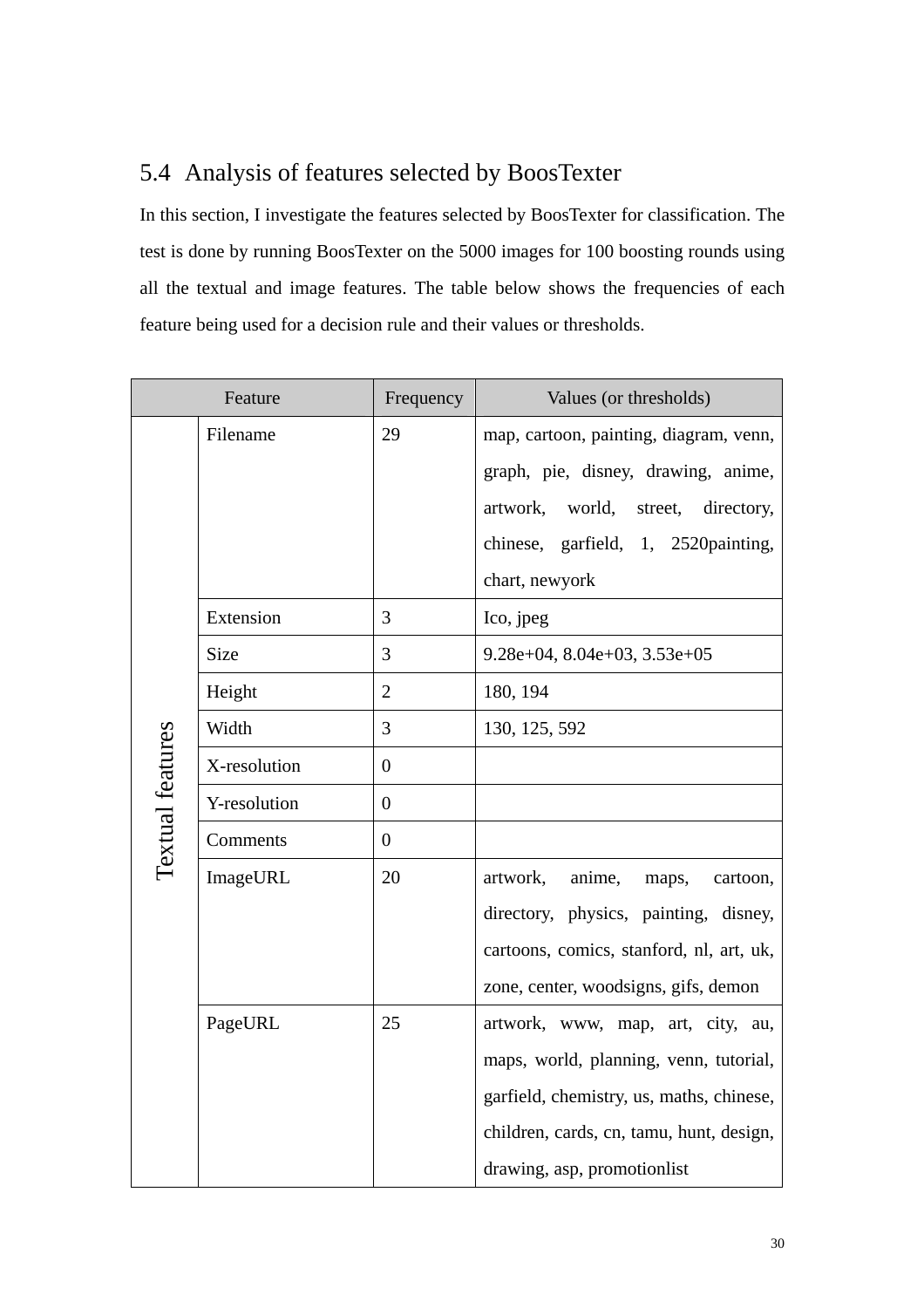## 5.4 Analysis of features selected by BoosTexter

In this section, I investigate the features selected by BoosTexter for classification. The test is done by running BoosTexter on the 5000 images for 100 boosting rounds using all the textual and image features. The table below shows the frequencies of each feature being used for a decision rule and their values or thresholds.

| Feature | | Frequency | Values (or thresholds) |
|---|---|---|---|
| Textual features | Filename | 29 | map, cartoon, painting, diagram, venn, graph, pie, disney, drawing, anime, artwork, world, street, directory, chinese, garfield, 1, 2520painting, chart, newyork |
| | Extension | 3 | Ico, jpeg |
| | Size | 3 | 9.28e+04, 8.04e+03, 3.53e+05 |
| | Height | 2 | 180, 194 |
| | Width | 3 | 130, 125, 592 |
| | X-resolution | 0 | |
| | Y-resolution | 0 | |
| | Comments | 0 | |
| | ImageURL | 20 | artwork, anime, maps, cartoon, directory, physics, painting, disney, cartoons, comics, stanford, nl, art, uk, zone, center, woodsigns, gifs, demon |
| | PageURL | 25 | artwork, www, map, art, city, au, maps, world, planning, venn, tutorial, garfield, chemistry, us, maths, chinese, children, cards, cn, tamu, hunt, design, drawing, asp, promotionlist |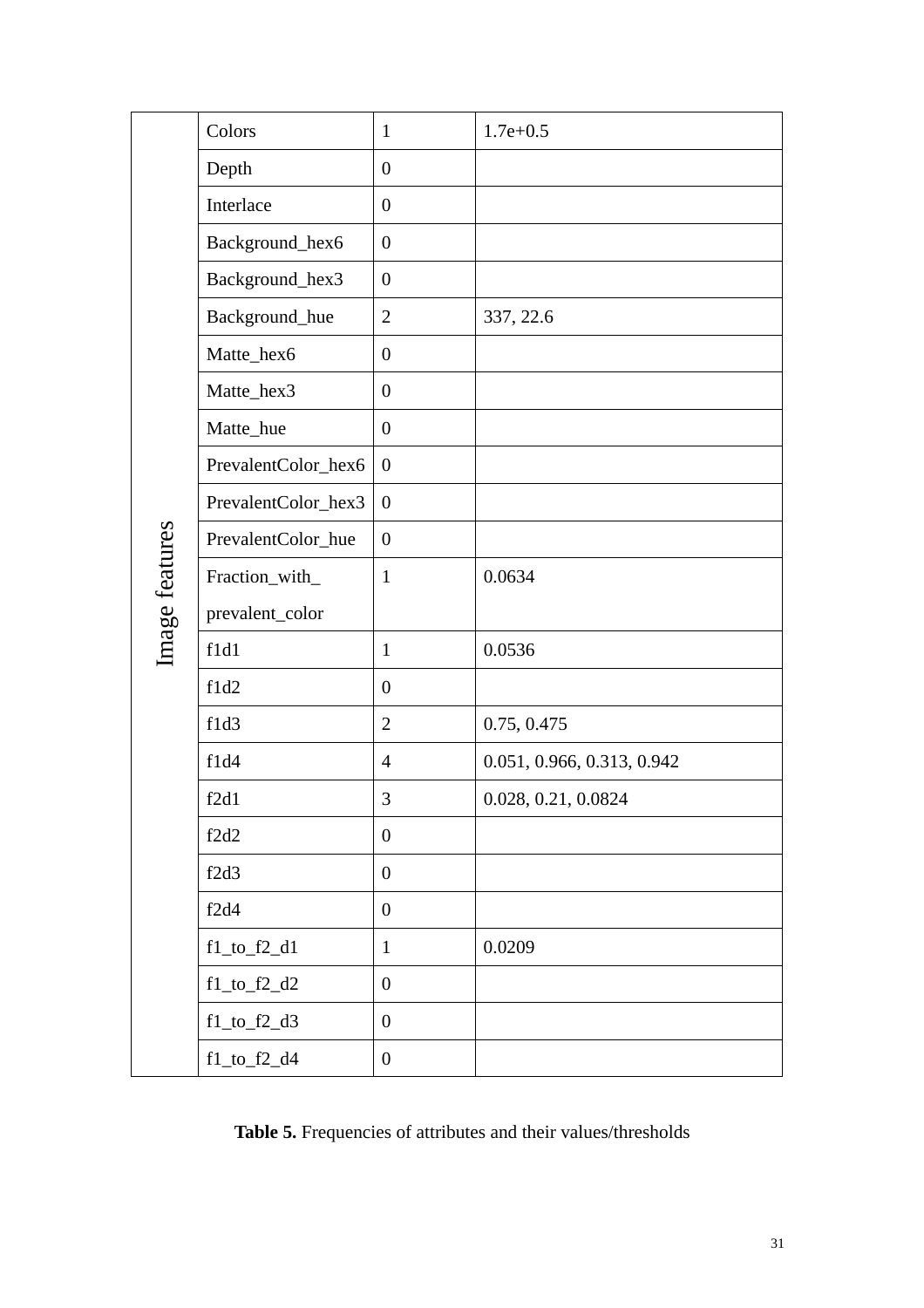| | | | |
|---|---|---|---|
| Image features | Colors | 1 | 1.7e+0.5 |
| | Depth | 0 | |
| | Interlace | 0 | |
| | Background_hex6 | 0 | |
| | Background_hex3 | 0 | |
| | Background_hue | 2 | 337, 22.6 |
| | Matte_hex6 | 0 | |
| | Matte_hex3 | 0 | |
| | Matte_hue | 0 | |
| | PrevalentColor_hex6 | 0 | |
| | PrevalentColor_hex3 | 0 | |
| | PrevalentColor_hue | 0 | |
| | Fraction_with_ prevalent_color | 1 | 0.0634 |
| | f1d1 | 1 | 0.0536 |
| | f1d2 | 0 | |
| | f1d3 | 2 | 0.75, 0.475 |
| | f1d4 | 4 | 0.051, 0.966, 0.313, 0.942 |
| | f2d1 | 3 | 0.028, 0.21, 0.0824 |
| | f2d2 | 0 | |
| | f2d3 | 0 | |
| | f2d4 | 0 | |
| | f1_to_f2_d1 | 1 | 0.0209 |
| | f1_to_f2_d2 | 0 | |
| | f1_to_f2_d3 | 0 | |
| | f1_to_f2_d4 | 0 | |

**Table 5.** Frequencies of attributes and their values/thresholds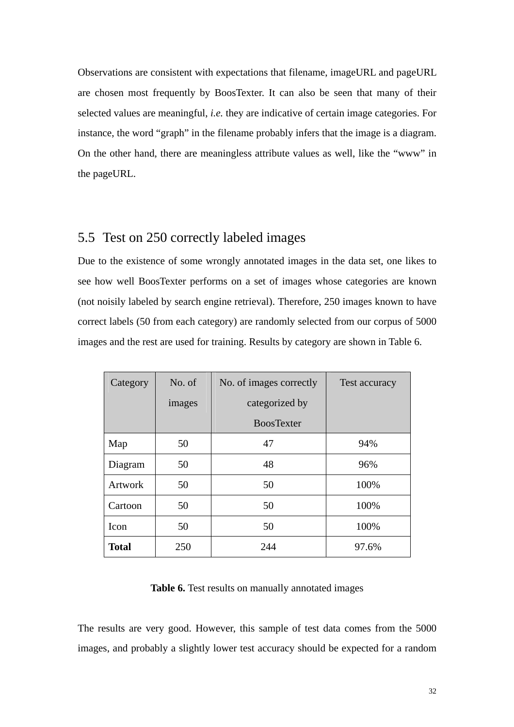Observations are consistent with expectations that filename, imageURL and pageURL are chosen most frequently by BoosTexter. It can also be seen that many of their selected values are meaningful, *i.e.* they are indicative of certain image categories. For instance, the word "graph" in the filename probably infers that the image is a diagram. On the other hand, there are meaningless attribute values as well, like the "www" in the pageURL.

## 5.5 Test on 250 correctly labeled images

Due to the existence of some wrongly annotated images in the data set, one likes to see how well BoosTexter performs on a set of images whose categories are known (not noisily labeled by search engine retrieval). Therefore, 250 images known to have correct labels (50 from each category) are randomly selected from our corpus of 5000 images and the rest are used for training. Results by category are shown in Table 6.

| Category | No. of images | No. of images correctly categorized by BoosTexter | Test accuracy |
|---|---|---|---|
| Map | 50 | 47 | 94% |
| Diagram | 50 | 48 | 96% |
| Artwork | 50 | 50 | 100% |
| Cartoon | 50 | 50 | 100% |
| Icon | 50 | 50 | 100% |
| **Total** | 250 | 244 | 97.6% |

**Table 6.** Test results on manually annotated images

The results are very good. However, this sample of test data comes from the 5000 images, and probably a slightly lower test accuracy should be expected for a random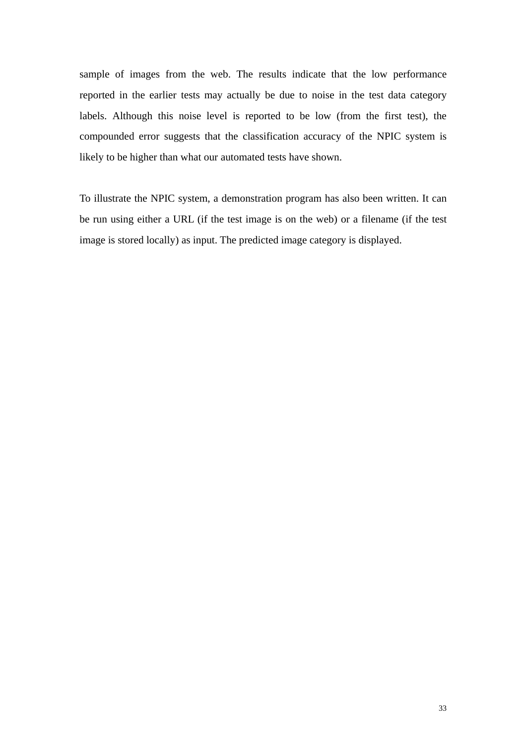sample of images from the web. The results indicate that the low performance reported in the earlier tests may actually be due to noise in the test data category labels. Although this noise level is reported to be low (from the first test), the compounded error suggests that the classification accuracy of the NPIC system is likely to be higher than what our automated tests have shown.

To illustrate the NPIC system, a demonstration program has also been written. It can be run using either a URL (if the test image is on the web) or a filename (if the test image is stored locally) as input. The predicted image category is displayed.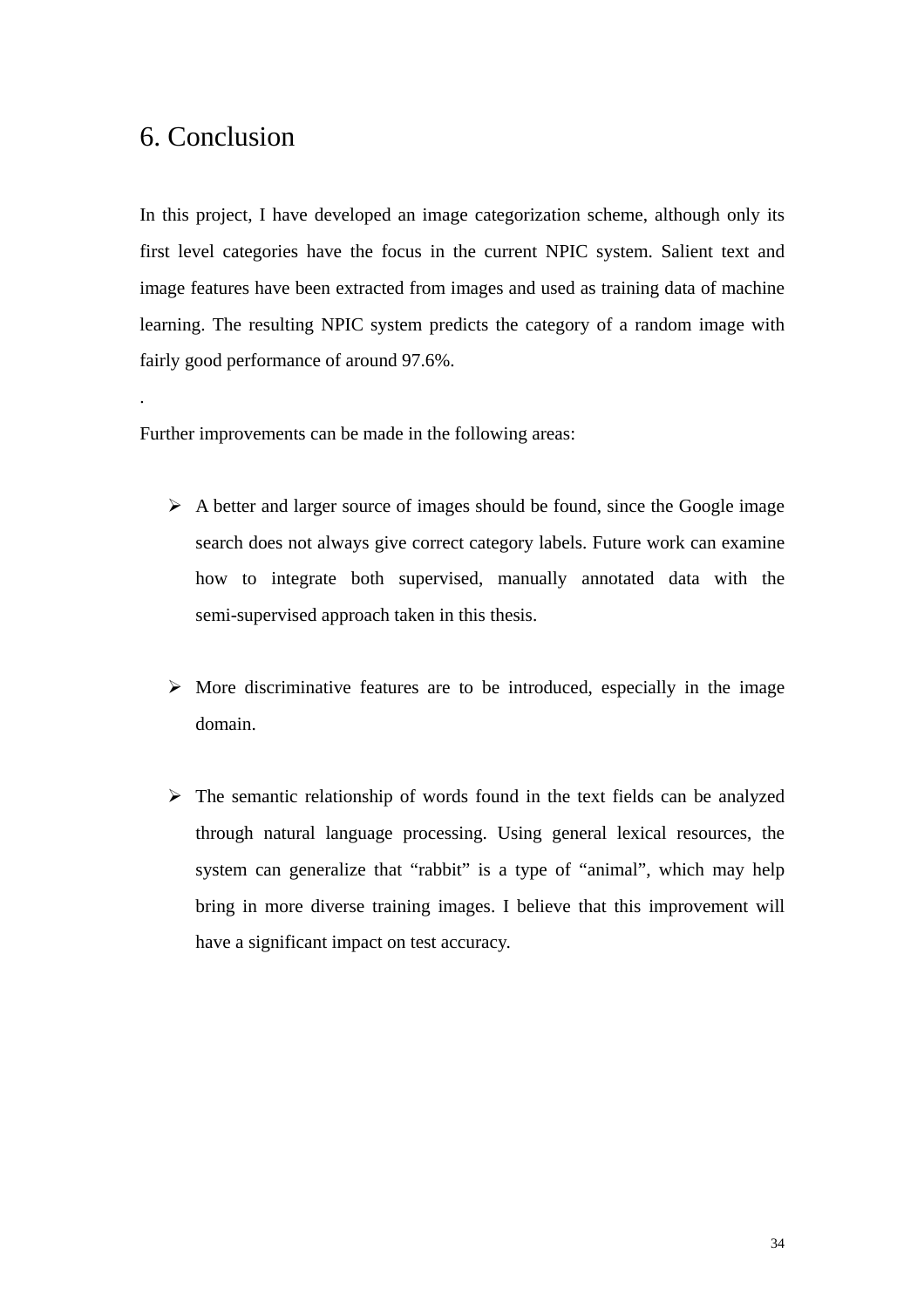# 6. Conclusion

In this project, I have developed an image categorization scheme, although only its first level categories have the focus in the current NPIC system. Salient text and image features have been extracted from images and used as training data of machine learning. The resulting NPIC system predicts the category of a random image with fairly good performance of around 97.6%.

.

Further improvements can be made in the following areas:

- A better and larger source of images should be found, since the Google image search does not always give correct category labels. Future work can examine how to integrate both supervised, manually annotated data with the semi-supervised approach taken in this thesis.

- More discriminative features are to be introduced, especially in the image domain.

- The semantic relationship of words found in the text fields can be analyzed through natural language processing. Using general lexical resources, the system can generalize that "rabbit" is a type of "animal", which may help bring in more diverse training images. I believe that this improvement will have a significant impact on test accuracy.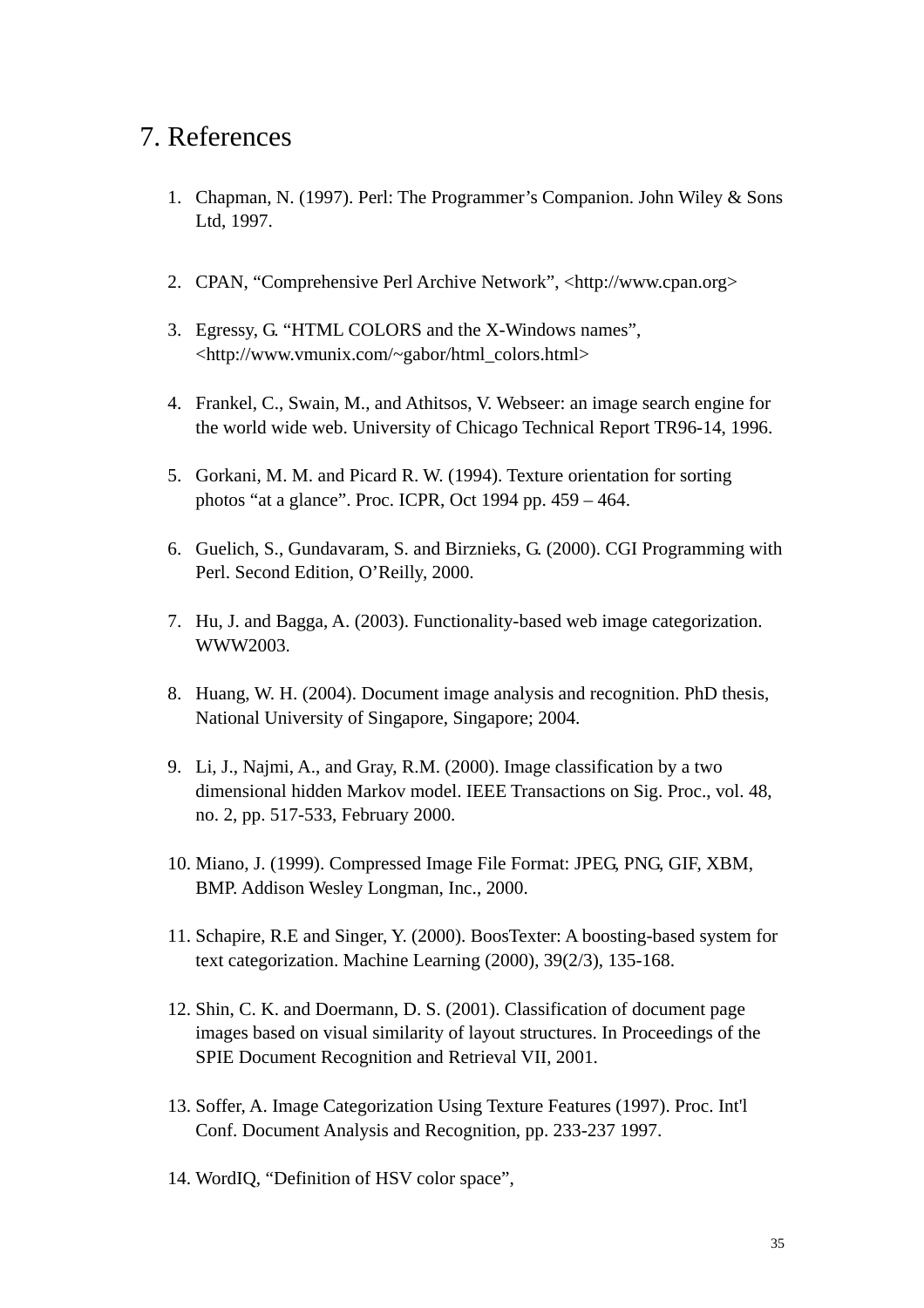# 7. References

1. Chapman, N. (1997). Perl: The Programmer's Companion. John Wiley & Sons Ltd, 1997.

2. CPAN, "Comprehensive Perl Archive Network", <http://www.cpan.org>

3. Egressy, G. "HTML COLORS and the X-Windows names", <http://www.vmunix.com/~gabor/html_colors.html>

4. Frankel, C., Swain, M., and Athitsos, V. Webseer: an image search engine for the world wide web. University of Chicago Technical Report TR96-14, 1996.

5. Gorkani, M. M. and Picard R. W. (1994). Texture orientation for sorting photos "at a glance". Proc. ICPR, Oct 1994 pp. 459 – 464.

6. Guelich, S., Gundavaram, S. and Birznieks, G. (2000). CGI Programming with Perl. Second Edition, O'Reilly, 2000.

7. Hu, J. and Bagga, A. (2003). Functionality-based web image categorization. WWW2003.

8. Huang, W. H. (2004). Document image analysis and recognition. PhD thesis, National University of Singapore, Singapore; 2004.

9. Li, J., Najmi, A., and Gray, R.M. (2000). Image classification by a two dimensional hidden Markov model. IEEE Transactions on Sig. Proc., vol. 48, no. 2, pp. 517-533, February 2000.

10. Miano, J. (1999). Compressed Image File Format: JPEG, PNG, GIF, XBM, BMP. Addison Wesley Longman, Inc., 2000.

11. Schapire, R.E and Singer, Y. (2000). BoosTexter: A boosting-based system for text categorization. Machine Learning (2000), 39(2/3), 135-168.

12. Shin, C. K. and Doermann, D. S. (2001). Classification of document page images based on visual similarity of layout structures. In Proceedings of the SPIE Document Recognition and Retrieval VII, 2001.

13. Soffer, A. Image Categorization Using Texture Features (1997). Proc. Int'l Conf. Document Analysis and Recognition, pp. 233-237 1997.

14. WordIQ, "Definition of HSV color space",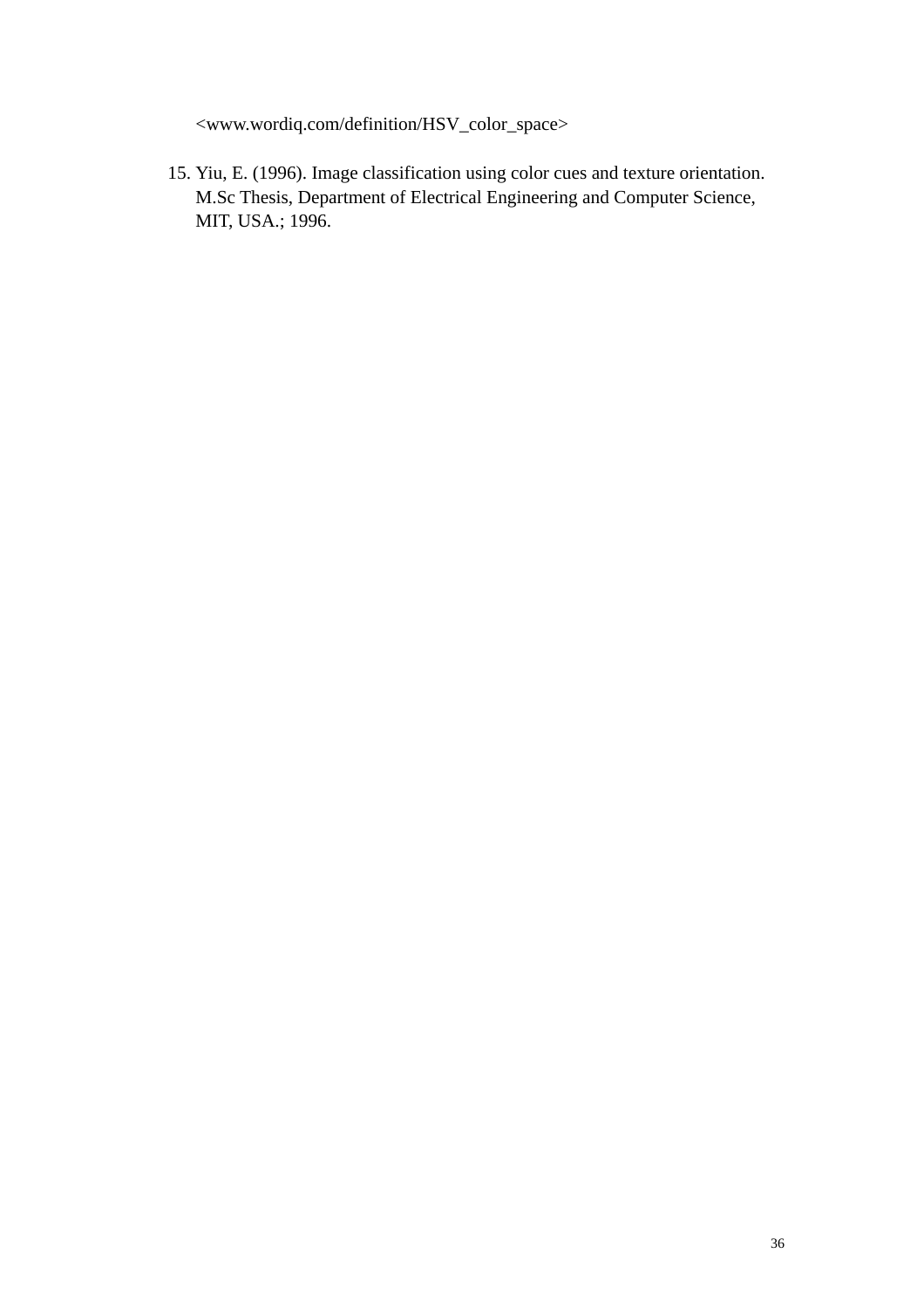<www.wordiq.com/definition/HSV_color_space>

15. Yiu, E. (1996). Image classification using color cues and texture orientation. M.Sc Thesis, Department of Electrical Engineering and Computer Science, MIT, USA.; 1996.